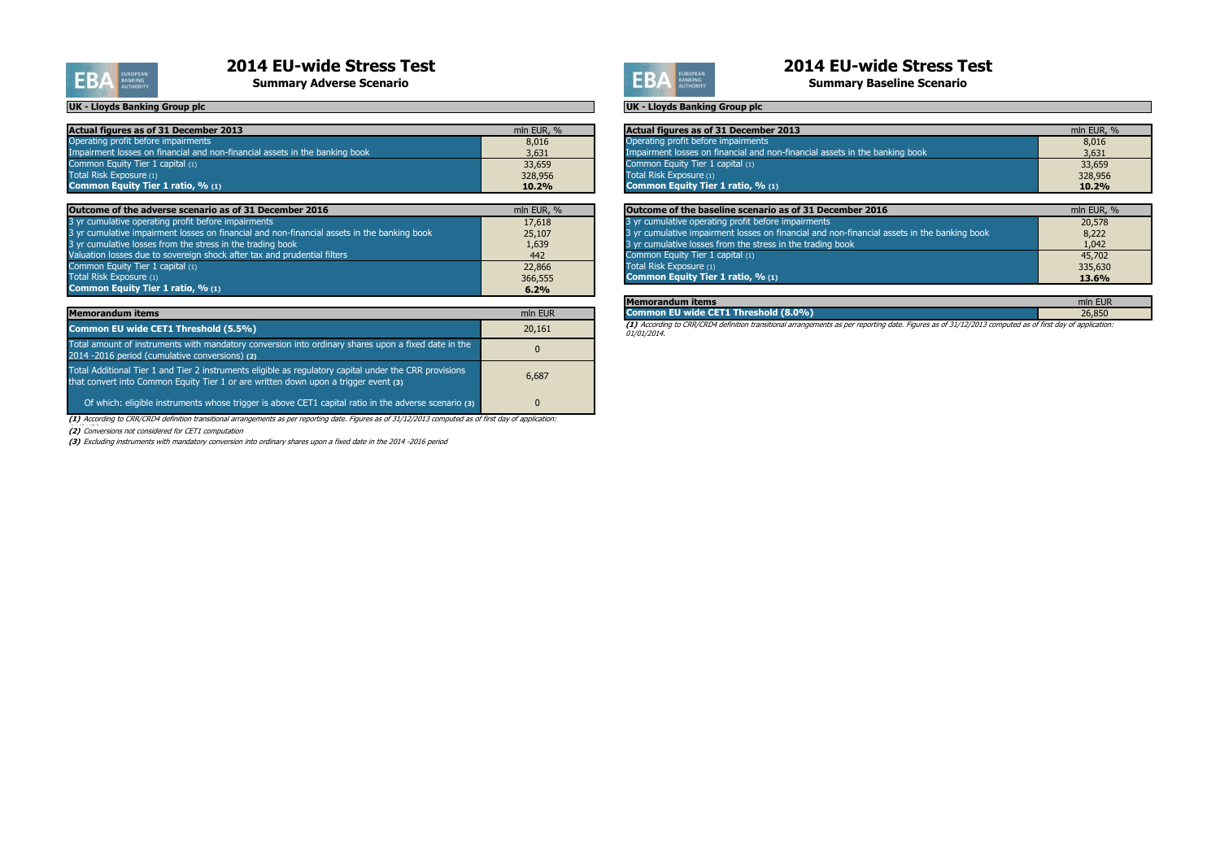# 2014 EU-wide Stress Test

## Summary Adverse Scenario

**UK - Lloyds Banking Group plc**

| **Actual figures as of 31 December 2013** | mln EUR, % |
|---|---|
| Operating profit before impairments | 8,016 |
| Impairment losses on financial and non-financial assets in the banking book | 3,631 |
| Common Equity Tier 1 capital (1) | 33,659 |
| Total Risk Exposure (1) | 328,956 |
| **Common Equity Tier 1 ratio, % (1)** | **10.2%** |

| **Outcome of the adverse scenario as of 31 December 2016** | mln EUR, % |
|---|---|
| 3 yr cumulative operating profit before impairments | 17,618 |
| 3 yr cumulative impairment losses on financial and non-financial assets in the banking book | 25,107 |
| 3 yr cumulative losses from the stress in the trading book | 1,639 |
| Valuation losses due to sovereign shock after tax and prudential filters | 442 |
| Common Equity Tier 1 capital (1) | 22,866 |
| Total Risk Exposure (1) | 366,555 |
| **Common Equity Tier 1 ratio, % (1)** | **6.2%** |

| **Memorandum items** | mln EUR |
|---|---|
| **Common EU wide CET1 Threshold (5.5%)** | 20,161 |
| Total amount of instruments with mandatory conversion into ordinary shares upon a fixed date in the 2014 -2016 period (cumulative conversions) (2) | 0 |
| Total Additional Tier 1 and Tier 2 instruments eligible as regulatory capital under the CRR provisions that convert into Common Equity Tier 1 or are written down upon a trigger event (3) | 6,687 |
| Of which: eligible instruments whose trigger is above CET1 capital ratio in the adverse scenario (3) | 0 |

*(1) According to CRR/CRD4 definition transitional arrangements as per reporting date. Figures as of 31/12/2013 computed as of first day of application: 01/01/2014.*

*(2) Conversions not considered for CET1 computation*

*(3) Excluding instruments with mandatory conversion into ordinary shares upon a fixed date in the 2014 -2016 period*

# 2014 EU-wide Stress Test

## Summary Baseline Scenario

**UK - Lloyds Banking Group plc**

| **Actual figures as of 31 December 2013** | mln EUR, % |
|---|---|
| Operating profit before impairments | 8,016 |
| Impairment losses on financial and non-financial assets in the banking book | 3,631 |
| Common Equity Tier 1 capital (1) | 33,659 |
| Total Risk Exposure (1) | 328,956 |
| **Common Equity Tier 1 ratio, % (1)** | **10.2%** |

| **Outcome of the baseline scenario as of 31 December 2016** | mln EUR, % |
|---|---|
| 3 yr cumulative operating profit before impairments | 20,578 |
| 3 yr cumulative impairment losses on financial and non-financial assets in the banking book | 8,222 |
| 3 yr cumulative losses from the stress in the trading book | 1,042 |
| Common Equity Tier 1 capital (1) | 45,702 |
| Total Risk Exposure (1) | 335,630 |
| **Common Equity Tier 1 ratio, % (1)** | **13.6%** |

| **Memorandum items** | mln EUR |
|---|---|
| **Common EU wide CET1 Threshold (8.0%)** | 26,850 |

*(1) According to CRR/CRD4 definition transitional arrangements as per reporting date. Figures as of 31/12/2013 computed as of first day of application: 01/01/2014.*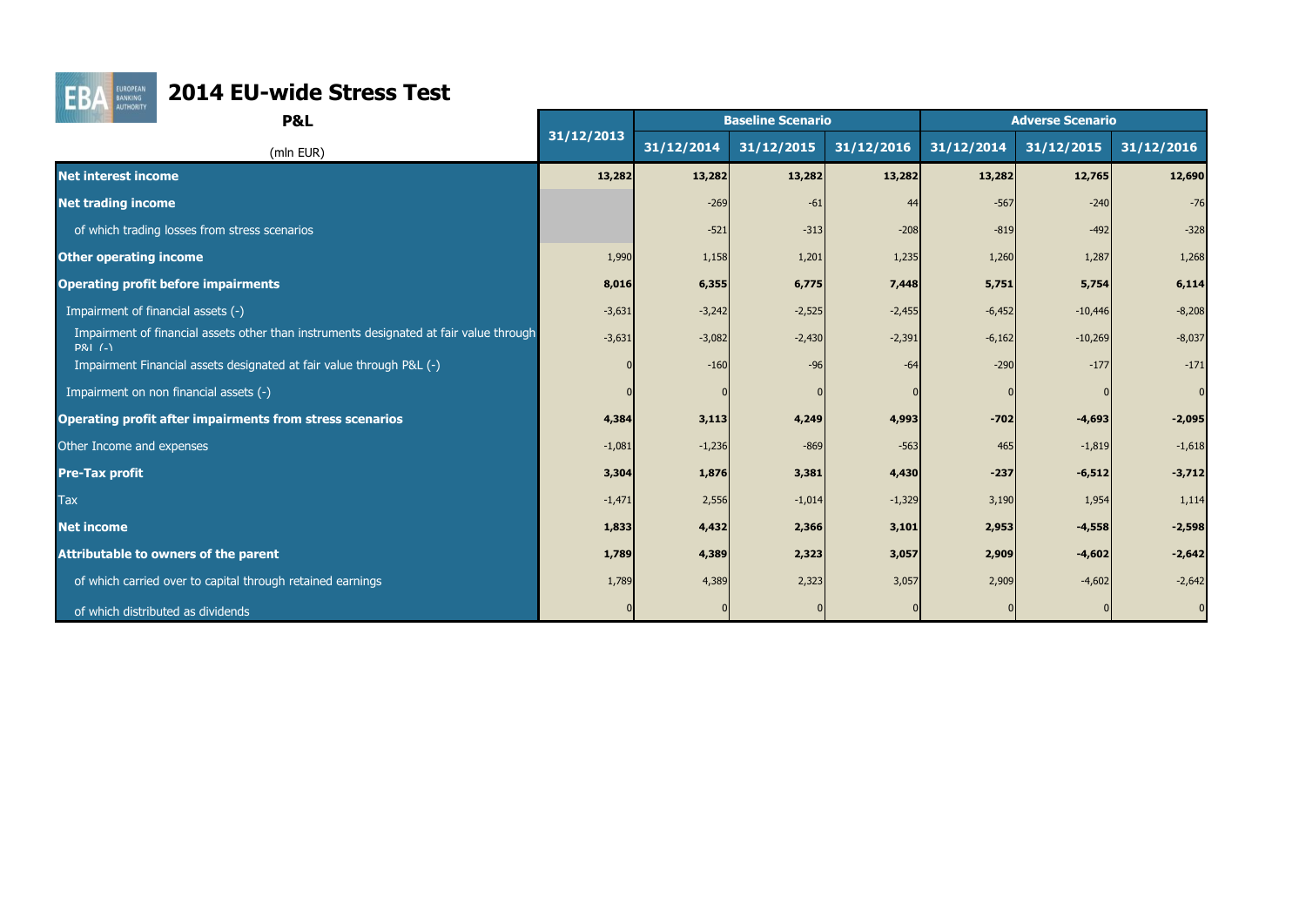# 2014 EU-wide Stress Test

## P&L

| (mln EUR) | 31/12/2013 | Baseline Scenario | | | Adverse Scenario | | |
|---|---|---|---|---|---|---|---|
| | | 31/12/2014 | 31/12/2015 | 31/12/2016 | 31/12/2014 | 31/12/2015 | 31/12/2016 |
| **Net interest income** | **13,282** | **13,282** | **13,282** | **13,282** | **13,282** | **12,765** | **12,690** |
| **Net trading income** | | -269 | -61 | 44 | -567 | -240 | -76 |
| of which trading losses from stress scenarios | | -521 | -313 | -208 | -819 | -492 | -328 |
| **Other operating income** | 1,990 | 1,158 | 1,201 | 1,235 | 1,260 | 1,287 | 1,268 |
| **Operating profit before impairments** | **8,016** | **6,355** | **6,775** | **7,448** | **5,751** | **5,754** | **6,114** |
| Impairment of financial assets (-) | -3,631 | -3,242 | -2,525 | -2,455 | -6,452 | -10,446 | -8,208 |
| Impairment of financial assets other than instruments designated at fair value through P&L (-) | -3,631 | -3,082 | -2,430 | -2,391 | -6,162 | -10,269 | -8,037 |
| Impairment Financial assets designated at fair value through P&L (-) | 0 | -160 | -96 | -64 | -290 | -177 | -171 |
| Impairment on non financial assets (-) | 0 | 0 | 0 | 0 | 0 | 0 | 0 |
| **Operating profit after impairments from stress scenarios** | **4,384** | **3,113** | **4,249** | **4,993** | **-702** | **-4,693** | **-2,095** |
| Other Income and expenses | -1,081 | -1,236 | -869 | -563 | 465 | -1,819 | -1,618 |
| **Pre-Tax profit** | **3,304** | **1,876** | **3,381** | **4,430** | **-237** | **-6,512** | **-3,712** |
| Tax | -1,471 | 2,556 | -1,014 | -1,329 | 3,190 | 1,954 | 1,114 |
| **Net income** | **1,833** | **4,432** | **2,366** | **3,101** | **2,953** | **-4,558** | **-2,598** |
| **Attributable to owners of the parent** | **1,789** | **4,389** | **2,323** | **3,057** | **2,909** | **-4,602** | **-2,642** |
| of which carried over to capital through retained earnings | 1,789 | 4,389 | 2,323 | 3,057 | 2,909 | -4,602 | -2,642 |
| of which distributed as dividends | 0 | 0 | 0 | 0 | 0 | 0 | 0 |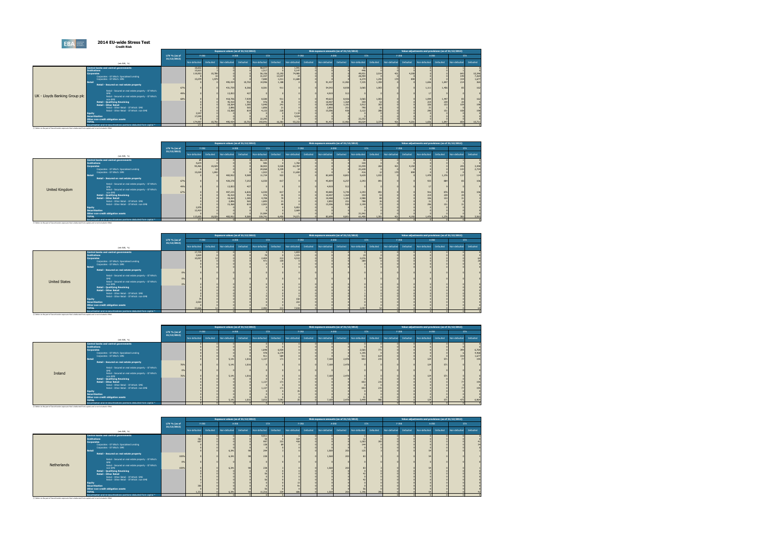# 2014 EU-wide Stress Test

## Credit Risk

**UK - Lloyds Banking Group plc**

| (mln EUR, %) | LTV % (as of 31/12/2013) | Exposure values (as of 31/12/2013) | | | | | | Risk exposure amounts (as of 31/12/2013) | | | | | | Value adjustments and provisions (as of 31/12/2013) | | | | | |
|---|---|---|---|---|---|---|---|---|---|---|---|---|---|---|---|---|---|---|---|
| | | F-IRB | | A-IRB | | STA | | F-IRB | | A-IRB | | STA | | F-IRB | | A-IRB | | STA | |
| | | Non-defaulted | Defaulted | Non-defaulted | Defaulted | Non-defaulted | Defaulted | Non-defaulted | Defaulted | Non-defaulted | Defaulted | Non-defaulted | Defaulted | Non-defaulted | Defaulted | Non-defaulted | Defaulted | Non-defaulted | Defaulted |
| Central banks and central governments | | 10,022 | 0 | 0 | 0 | 90,977 | 0 | 5,941 | 0 | 0 | 0 | 59 | 0 | 0 | 0 | 0 | 0 | 1 | 0 |
| Institutions | | 15,643 | 1 | 0 | 0 | 1,517 | 0 | 5,147 | 0 | 0 | 0 | 446 | 0 | 0 | 0 | 0 | 0 | 0 | 0 |
| Corporates | | 119,053 | 18,780 | 0 | 0 | 56,156 | 13,193 | 74,985 | 0 | 0 | 0 | 49,931 | 2,034 | 421 | 4,208 | 0 | 0 | 643 | 10,346 |
| Corporates - Of Which: Specialised Lending | | 0 | 10 | 0 | 0 | 31,437 | 13,547 | 34 | 0 | 0 | 0 | 28,494 | 0 | 0 | 0 | 0 | 0 | 149 | 7,264 |
| Corporates - Of Which: SME | | 15,079 | 1,879 | 0 | 0 | 7,880 | 1,011 | 11,680 | 0 | 0 | 0 | 6,374 | 1,242 | 170 | 898 | 0 | 0 | 219 | 1,677 |
| Retail | | 0 | 0 | 488,434 | 18,702 | 14,996 | 1,188 | 0 | 0 | 91,437 | 11,460 | 7,335 | 1,359 | 0 | 0 | 1,606 | 1,847 | 224 | 365 |
| Retail - Secured on real estate property | 67% | 0 | 0 | 435,759 | 8,366 | 8,581 | 911 | 0 | 0 | 54,542 | 8,938 | 3,065 | 1,083 | 0 | 0 | 1,111 | 1,466 | 85 | 162 |
| Retail - Secured on real estate property - Of Which: SME | 49% | 0 | 0 | 13,853 | 427 | 0 | 0 | 0 | 0 | 4,919 | 512 | 0 | 0 | 0 | 0 | 17 | 0 | 0 | 0 |
| Retail - Secured on real estate property - Of Which: non-SME | 68% | 0 | 0 | 421,906 | 7,939 | 8,581 | 911 | 0 | 0 | 49,623 | 8,426 | 3,065 | 1,083 | 0 | 0 | 1,094 | 1,467 | 85 | 162 |
| Retail - Qualifying Revolving | | 0 | 0 | 45,410 | 952 | 476 | 35 | 0 | 0 | 18,407 | 1,564 | 359 | 53 | 0 | 0 | 219 | 239 | 20 | 5 |
| Retail - Other Retail | | 0 | 0 | 18,264 | 1,265 | 5,940 | 241 | 0 | 0 | 18,488 | 1,181 | 3,912 | 203 | 0 | 0 | 326 | 151 | 109 | 198 |
| Retail - Other Retail - Of Which: SME | | 0 | 0 | 2,896 | 465 | 1,806 | 21 | 0 | 0 | 2,892 | 251 | 790 | 16 | 0 | 0 | 31 | 1 | 0 | 0 |
| Retail - Other Retail - Of Which: non-SME | | 0 | 0 | 15,368 | 819 | 4,133 | 220 | 0 | 0 | 15,596 | 930 | 3,122 | 288 | 0 | 0 | 296 | 151 | 108 | 198 |
| Equity | | 2,547 | 0 | 0 | 0 | 0 | 0 | 7,136 | 0 | 0 | 0 | 0 | 0 | 0 | 0 | 0 | 0 | 0 | 0 |
| Securitisation | | 17,098 | 0 | 0 | 0 | 0 | 0 | 4,024 | 0 | 0 | 0 | 0 | 0 | 0 | 0 | 0 | 0 | 0 | 0 |
| Other non-credit obligation assets | | 0 | 0 | 0 | 0 | 22,295 | 0 | 0 | 0 | 0 | 0 | 22,252 | 0 | 0 | 0 | 0 | 0 | 0 | 0 |
| TOTAL | | 174,987 | 18,782 | 488,434 | 18,702 | 193,941 | 16,381 | 93,232 | 0 | 91,437 | 11,460 | 80,024 | 3,374 | 421 | 4,208 | 1,606 | 1,847 | 859 | 10,711 |
| Securitisation and re-securitisation positions deducted from capital * | | 171 | 0 | 0 | 0 | 0 | 0 | 0 | 0 | 0 | 0 | 0 | 0 | 0 | 0 | 0 | 0 | 0 | 0 |

(*) Refers to the part of Securitisation exposure that is deducted from capital and is not included in RWA

**United Kingdom**

| (mln EUR, %) | LTV % (as of 31/12/2013) | Exposure values (as of 31/12/2013) | | | | | | Risk exposure amounts (as of 31/12/2013) | | | | | | Value adjustments and provisions (as of 31/12/2013) | | | | | |
|---|---|---|---|---|---|---|---|---|---|---|---|---|---|---|---|---|---|---|---|
| | | F-IRB | | A-IRB | | STA | | F-IRB | | A-IRB | | STA | | F-IRB | | A-IRB | | STA | |
| | | Non-defaulted | Defaulted | Non-defaulted | Defaulted | Non-defaulted | Defaulted | Non-defaulted | Defaulted | Non-defaulted | Defaulted | Non-defaulted | Defaulted | Non-defaulted | Defaulted | Non-defaulted | Defaulted | Non-defaulted | Defaulted |
| Central banks and central governments | | 69 | 0 | 0 | 0 | 86,134 | 0 | 0 | 0 | 0 | 0 | 48 | 0 | 0 | 0 | 0 | 0 | 1 | 0 |
| Institutions | | 4,674 | 0 | 0 | 0 | 905 | 0 | 1,760 | 0 | 0 | 0 | 330 | 0 | 0 | 0 | 0 | 0 | 0 | 0 |
| Corporates | | 95,465 | 18,029 | 0 | 0 | 38,903 | 5,528 | 63,787 | 0 | 0 | 0 | 33,449 | 269 | 421 | 4,192 | 0 | 0 | 245 | 3,448 |
| Corporates - Of Which: Specialised Lending | | 0 | 10 | 0 | 0 | 24,068 | 5,339 | 34 | 0 | 0 | 0 | 21,628 | 0 | 0 | 0 | 0 | 0 | 143 | 2,724 |
| Corporates - Of Which: SME | | 15,020 | 1,842 | 0 | 0 | 1,922 | 11 | 11,650 | 0 | 0 | 0 | 416 | 12 | 170 | 898 | 0 | 0 | 0 | 0 |
| Retail | | 0 | 0 | 483,952 | 9,509 | 11,734 | 922 | 0 | 0 | 82,699 | 8,801 | 5,639 | 1,032 | 0 | 0 | 1,478 | 1,276 | 137 | 114 |
| Retail - Secured on real estate property | 67% | 0 | 0 | 420,278 | 7,253 | 6,530 | 917 | 0 | 0 | 45,804 | 6,257 | 2,293 | 891 | 0 | 0 | 933 | 884 | 85 | 106 |
| Retail - Secured on real estate property - Of Which: SME | 49% | 0 | 0 | 13,853 | 427 | 0 | 0 | 0 | 0 | 4,919 | 512 | 0 | 0 | 0 | 0 | 17 | 0 | 0 | 0 |
| Retail - Secured on real estate property - Of Which: non-SME | 67% | 0 | 0 | 407,225 | 6,826 | 6,530 | 917 | 0 | 0 | 40,885 | 5,745 | 2,293 | 891 | 0 | 0 | 916 | 876 | 85 | 106 |
| Retail - Qualifying Revolving | | 0 | 0 | 45,410 | 952 | 476 | 35 | 0 | 0 | 18,407 | 1,564 | 359 | 53 | 0 | 0 | 219 | 239 | 20 | 5 |
| Retail - Other Retail | | 0 | 0 | 18,264 | 1,265 | 4,728 | 70 | 0 | 0 | 18,488 | 1,181 | 2,988 | 89 | 0 | 0 | 326 | 153 | 31 | 3 |
| Retail - Other Retail - Of Which: SME | | 0 | 0 | 2,896 | 465 | 1,805 | 21 | 0 | 0 | 2,892 | 251 | 788 | 16 | 0 | 0 | 31 | 1 | 0 | 0 |
| Retail - Other Retail - Of Which: non-SME | | 0 | 0 | 15,368 | 819 | 2,923 | 48 | 0 | 0 | 15,596 | 930 | 2,199 | 73 | 0 | 0 | 296 | 151 | 31 | 3 |
| Equity | | 2,978 | 0 | 0 | 0 | 0 | 0 | 5,853 | 0 | 0 | 0 | 0 | 0 | 0 | 0 | 0 | 0 | 0 | 0 |
| Securitisation | | 12,419 | 0 | 0 | 0 | 0 | 0 | 2,669 | 0 | 0 | 0 | 0 | 0 | 0 | 0 | 0 | 0 | 0 | 0 |
| Other non-credit obligation assets | | 0 | 0 | 0 | 0 | 21,994 | 0 | 0 | 0 | 0 | 0 | 21,941 | 0 | 0 | 0 | 0 | 0 | 0 | 0 |
| TOTAL | | 115,605 | 18,029 | 483,952 | 9,509 | 159,741 | 6,450 | 74,071 | 0 | 82,699 | 8,801 | 61,408 | 1,301 | 421 | 4,192 | 1,478 | 1,276 | 383 | 3,563 |
| Securitisation and re-securitisation positions deducted from capital * | | 171 | 0 | 0 | 0 | 0 | 0 | 0 | 0 | 0 | 0 | 0 | 0 | 0 | 0 | 0 | 0 | 0 | 0 |

(*) Refers to the part of Securitisation exposure that is deducted from capital and is not included in RWA

**United States**

| (mln EUR, %) | LTV % (as of 31/12/2013) | Exposure values (as of 31/12/2013) | | | | | | Risk exposure amounts (as of 31/12/2013) | | | | | | Value adjustments and provisions (as of 31/12/2013) | | | | | |
|---|---|---|---|---|---|---|---|---|---|---|---|---|---|---|---|---|---|---|---|
| | | F-IRB | | A-IRB | | STA | | F-IRB | | A-IRB | | STA | | F-IRB | | A-IRB | | STA | |
| | | Non-defaulted | Defaulted | Non-defaulted | Defaulted | Non-defaulted | Defaulted | Non-defaulted | Defaulted | Non-defaulted | Defaulted | Non-defaulted | Defaulted | Non-defaulted | Defaulted | Non-defaulted | Defaulted | Non-defaulted | Defaulted |
| Central banks and central governments | | 27,735 | 0 | 0 | 0 | 0 | 0 | 1,433 | 0 | 0 | 0 | 0 | 0 | 0 | 0 | 0 | 0 | 0 | 0 |
| Institutions | | 2,824 | 0 | 0 | 0 | 76 | 0 | 1,103 | 0 | 0 | 0 | 15 | 0 | 0 | 0 | 0 | 0 | 0 | 0 |
| Corporates | | 10,007 | 12 | 0 | 0 | 2,404 | 211 | 4,512 | 0 | 0 | 0 | 2,076 | 94 | 0 | 0 | 0 | 0 | 0 | 64 |
| Corporates - Of Which: Specialised Lending | | 0 | 0 | 0 | 0 | 471 | 138 | 0 | 0 | 0 | 0 | 389 | 0 | 0 | 0 | 0 | 0 | 0 | 28 |
| Corporates - Of Which: SME | | 0 | 0 | 0 | 0 | 0 | 0 | 0 | 0 | 0 | 0 | 0 | 0 | 0 | 0 | 0 | 0 | 0 | 0 |
| Retail | | 0 | 0 | 0 | 0 | 1 | 0 | 0 | 0 | 0 | 0 | 1 | 0 | 0 | 0 | 0 | 0 | 0 | 0 |
| Retail - Secured on real estate property | 0% | 0 | 0 | 0 | 0 | 0 | 0 | 0 | 0 | 0 | 0 | 0 | 0 | 0 | 0 | 0 | 0 | 0 | 0 |
| Retail - Secured on real estate property - Of Which: SME | 0% | 0 | 0 | 0 | 0 | 0 | 0 | 0 | 0 | 0 | 0 | 0 | 0 | 0 | 0 | 0 | 0 | 0 | 0 |
| Retail - Secured on real estate property - Of Which: non-SME | 0% | 0 | 0 | 0 | 0 | 0 | 0 | 0 | 0 | 0 | 0 | 0 | 0 | 0 | 0 | 0 | 0 | 0 | 0 |
| Retail - Qualifying Revolving | | 0 | 0 | 0 | 0 | 0 | 0 | 0 | 0 | 0 | 0 | 0 | 0 | 0 | 0 | 0 | 0 | 0 | 0 |
| Retail - Other Retail | | 0 | 0 | 0 | 0 | 1 | 0 | 0 | 0 | 0 | 0 | 1 | 0 | 0 | 0 | 0 | 0 | 0 | 0 |
| Retail - Other Retail - Of Which: SME | | 0 | 0 | 0 | 0 | 0 | 0 | 0 | 0 | 0 | 0 | 0 | 0 | 0 | 0 | 0 | 0 | 0 | 0 |
| Retail - Other Retail - Of Which: non-SME | | 0 | 0 | 0 | 0 | 1 | 0 | 0 | 0 | 0 | 0 | 1 | 0 | 0 | 0 | 0 | 0 | 0 | 0 |
| Equity | | 76 | 0 | 0 | 0 | 0 | 0 | 150 | 0 | 0 | 0 | 0 | 0 | 0 | 0 | 0 | 0 | 0 | 0 |
| Securitisation | | 2,022 | 0 | 0 | 0 | 0 | 0 | 222 | 0 | 0 | 0 | 0 | 0 | 0 | 0 | 0 | 0 | 0 | 0 |
| Other non-credit obligation assets | | 0 | 0 | 0 | 0 | 0 | 0 | 0 | 0 | 0 | 0 | 0 | 0 | 0 | 0 | 0 | 0 | 0 | 0 |
| TOTAL | | 33,666 | 12 | 0 | 0 | 2,482 | 211 | 7,418 | 0 | 0 | 0 | 2,087 | 94 | 0 | 0 | 0 | 0 | 0 | 64 |
| Securitisation and re-securitisation positions deducted from capital * | | 0 | 0 | 0 | 0 | 0 | 0 | 0 | 0 | 0 | 0 | 0 | 0 | 0 | 0 | 0 | 0 | 0 | 0 |

(*) Refers to the part of Securitisation exposure that is deducted from capital and is not included in RWA

**Ireland**

| (mln EUR, %) | LTV % (as of 31/12/2013) | Exposure values (as of 31/12/2013) | | | | | | Risk exposure amounts (as of 31/12/2013) | | | | | | Value adjustments and provisions (as of 31/12/2013) | | | | | |
|---|---|---|---|---|---|---|---|---|---|---|---|---|---|---|---|---|---|---|---|
| | | F-IRB | | A-IRB | | STA | | F-IRB | | A-IRB | | STA | | F-IRB | | A-IRB | | STA | |
| | | Non-defaulted | Defaulted | Non-defaulted | Defaulted | Non-defaulted | Defaulted | Non-defaulted | Defaulted | Non-defaulted | Defaulted | Non-defaulted | Defaulted | Non-defaulted | Defaulted | Non-defaulted | Defaulted | Non-defaulted | Defaulted |
| Central banks and central governments | | 0 | 0 | 0 | 0 | 0 | 0 | 0 | 0 | 0 | 0 | 0 | 0 | 0 | 0 | 0 | 0 | 0 | 0 |
| Institutions | | 0 | 0 | 0 | 0 | 0 | 0 | 0 | 0 | 0 | 0 | 0 | 0 | 0 | 0 | 0 | 0 | 0 | 0 |
| Corporates | | 0 | 0 | 0 | 0 | 1,848 | 6,920 | 0 | 0 | 0 | 0 | 2,565 | 771 | 0 | 0 | 0 | 0 | 398 | 6,769 |
| Corporates - Of Which: Specialised Lending | | 0 | 0 | 0 | 0 | 479 | 6,179 | 0 | 0 | 0 | 0 | 1,193 | 0 | 0 | 0 | 0 | 0 | 0 | 4,968 |
| Corporates - Of Which: SME | | 0 | 0 | 0 | 0 | 911 | 589 | 0 | 0 | 0 | 0 | 911 | 634 | 0 | 0 | 0 | 0 | 219 | 1,677 |
| Retail | | 0 | 0 | 5,141 | 1,016 | 1,137 | 171 | 0 | 0 | 7,169 | 2,478 | 853 | 215 | 0 | 0 | 124 | 571 | 77 | 195 |
| Retail - Secured on real estate property | 76% | 0 | 0 | 5,141 | 1,016 | 0 | 0 | 0 | 0 | 7,169 | 2,478 | 0 | 0 | 0 | 0 | 124 | 571 | 0 | 0 |
| Retail - Secured on real estate property - Of Which: SME | 0% | 0 | 0 | 0 | 0 | 0 | 0 | 0 | 0 | 0 | 0 | 0 | 0 | 0 | 0 | 0 | 0 | 0 | 0 |
| Retail - Secured on real estate property - Of Which: non-SME | 76% | 0 | 0 | 5,141 | 1,016 | 0 | 0 | 0 | 0 | 7,169 | 2,478 | 0 | 0 | 0 | 0 | 124 | 571 | 0 | 0 |
| Retail - Qualifying Revolving | | 0 | 0 | 0 | 0 | 0 | 0 | 0 | 0 | 0 | 0 | 0 | 0 | 0 | 0 | 0 | 0 | 0 | 0 |
| Retail - Other Retail | | 0 | 0 | 0 | 0 | 1,137 | 171 | 0 | 0 | 0 | 0 | 853 | 215 | 0 | 0 | 0 | 0 | 77 | 195 |
| Retail - Other Retail - Of Which: SME | | 0 | 0 | 0 | 0 | 0 | 0 | 0 | 0 | 0 | 0 | 0 | 0 | 0 | 0 | 0 | 0 | 0 | 0 |
| Retail - Other Retail - Of Which: non-SME | | 0 | 0 | 0 | 0 | 1,137 | 171 | 0 | 0 | 0 | 0 | 853 | 215 | 0 | 0 | 0 | 0 | 77 | 195 |
| Equity | | 0 | 0 | 0 | 0 | 0 | 0 | 35 | 0 | 0 | 0 | 0 | 0 | 0 | 0 | 0 | 0 | 0 | 0 |
| Securitisation | | 0 | 0 | 0 | 0 | 0 | 0 | 0 | 0 | 0 | 0 | 0 | 0 | 0 | 0 | 0 | 0 | 0 | 0 |
| Other non-credit obligation assets | | 0 | 0 | 0 | 0 | 31 | 0 | 0 | 0 | 0 | 0 | 31 | 0 | 0 | 0 | 0 | 0 | 0 | 0 |
| TOTAL | | 0 | 0 | 5,141 | 1,016 | 3,016 | 7,091 | 35 | 0 | 7,169 | 2,478 | 3,449 | 986 | 0 | 0 | 124 | 571 | 475 | 6,964 |
| Securitisation and re-securitisation positions deducted from capital * | | 0 | 0 | 0 | 0 | 0 | 0 | 0 | 0 | 0 | 0 | 0 | 0 | 0 | 0 | 0 | 0 | 0 | 0 |

(*) Refers to the part of Securitisation exposure that is deducted from capital and is not included in RWA

**Netherlands**

| (mln EUR, %) | LTV % (as of 31/12/2013) | Exposure values (as of 31/12/2013) | | | | | | Risk exposure amounts (as of 31/12/2013) | | | | | | Value adjustments and provisions (as of 31/12/2013) | | | | | |
|---|---|---|---|---|---|---|---|---|---|---|---|---|---|---|---|---|---|---|---|
| | | F-IRB | | A-IRB | | STA | | F-IRB | | A-IRB | | STA | | F-IRB | | A-IRB | | STA | |
| | | Non-defaulted | Defaulted | Non-defaulted | Defaulted | Non-defaulted | Defaulted | Non-defaulted | Defaulted | Non-defaulted | Defaulted | Non-defaulted | Defaulted | Non-defaulted | Defaulted | Non-defaulted | Defaulted | Non-defaulted | Defaulted |
| Central banks and central governments | | 0 | 0 | 0 | 0 | 9,913 | 0 | 0 | 0 | 0 | 0 | 0 | 0 | 0 | 0 | 0 | 0 | 0 | 0 |
| Institutions | | 362 | 0 | 0 | 0 | 58 | 0 | 164 | 0 | 0 | 0 | 12 | 0 | 0 | 0 | 0 | 0 | 0 | 0 |
| Corporates | | 657 | 0 | 0 | 0 | 897 | 331 | 416 | 0 | 0 | 0 | 1,083 | 393 | 0 | 0 | 0 | 0 | 0 | 46 |
| Corporates - Of Which: Specialised Lending | | 0 | 0 | 0 | 0 | 128 | 65 | 0 | 0 | 0 | 0 | 144 | 0 | 0 | 0 | 0 | 0 | 0 | 24 |
| Corporates - Of Which: SME | | 0 | 0 | 0 | 0 | 0 | 0 | 0 | 0 | 0 | 0 | 0 | 0 | 0 | 0 | 0 | 0 | 0 | 0 |
| Retail | | 0 | 0 | 6,341 | 98 | 294 | 3 | 0 | 0 | 1,569 | 203 | 125 | 3 | 0 | 0 | 54 | 0 | 0 | 0 |
| Retail - Secured on real estate property | 100% | 0 | 0 | 6,341 | 98 | 238 | 3 | 0 | 0 | 1,569 | 203 | 83 | 3 | 0 | 0 | 54 | 0 | 0 | 0 |
| Retail - Secured on real estate property - Of Which: SME | 0% | 0 | 0 | 0 | 0 | 0 | 0 | 0 | 0 | 0 | 0 | 0 | 0 | 0 | 0 | 0 | 0 | 0 | 0 |
| Retail - Secured on real estate property - Of Which: non-SME | 100% | 0 | 0 | 6,341 | 98 | 238 | 3 | 0 | 0 | 1,569 | 203 | 83 | 3 | 0 | 0 | 54 | 0 | 0 | 0 |
| Retail - Qualifying Revolving | | 0 | 0 | 0 | 0 | 0 | 0 | 0 | 0 | 0 | 0 | 0 | 0 | 0 | 0 | 0 | 0 | 0 | 0 |
| Retail - Other Retail | | 0 | 0 | 0 | 0 | 56 | 0 | 0 | 0 | 0 | 0 | 42 | 0 | 0 | 0 | 0 | 0 | 0 | 0 |
| Retail - Other Retail - Of Which: SME | | 0 | 0 | 0 | 0 | 0 | 0 | 0 | 0 | 0 | 0 | 0 | 0 | 0 | 0 | 0 | 0 | 0 | 0 |
| Retail - Other Retail - Of Which: non-SME | | 0 | 0 | 0 | 0 | 56 | 0 | 0 | 0 | 0 | 0 | 42 | 0 | 0 | 0 | 0 | 0 | 0 | 0 |
| Equity | | 7 | 0 | 0 | 0 | 0 | 0 | 13 | 0 | 0 | 0 | 0 | 0 | 0 | 0 | 0 | 0 | 0 | 0 |
| Securitisation | | 305 | 0 | 0 | 0 | 0 | 0 | 91 | 0 | 0 | 0 | 0 | 0 | 0 | 0 | 0 | 0 | 0 | 0 |
| Other non-credit obligation assets | | 0 | 0 | 0 | 0 | 56 | 0 | 0 | 0 | 0 | 0 | 56 | 0 | 0 | 0 | 0 | 0 | 0 | 0 |
| TOTAL | | 1,331 | 0 | 6,341 | 98 | 11,216 | 334 | 680 | 0 | 1,569 | 203 | 1,196 | 396 | 0 | 0 | 54 | 0 | 0 | 46 |
| Securitisation and re-securitisation positions deducted from capital * | | 0 | 0 | 0 | 0 | 0 | 0 | 0 | 0 | 0 | 0 | 0 | 0 | 0 | 0 | 0 | 0 | 0 | 0 |

(*) Refers to the part of Securitisation exposure that is deducted from capital and is not included in RWA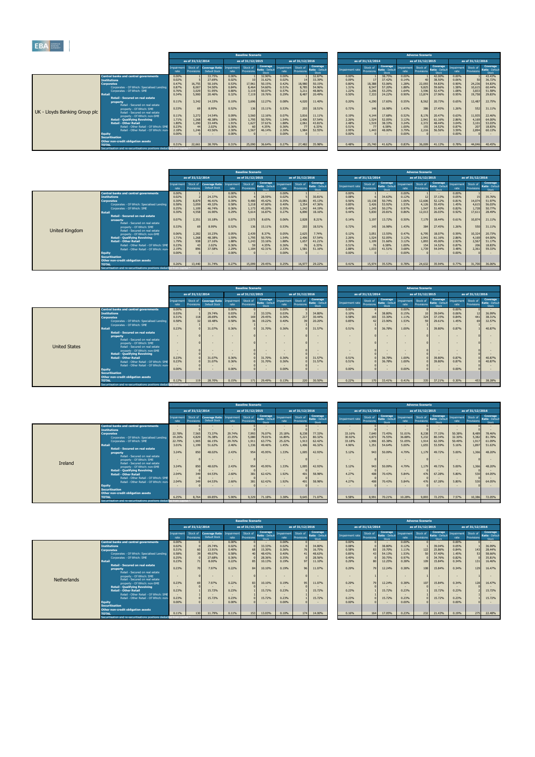| | | Baseline Scenario | | | | | | | | | Adverse Scenario | | | | | | | | |
|---|---|---|---|---|---|---|---|---|---|---|---|---|---|---|---|---|---|---|---|
| | | as of 31/12/2014 | | | as of 31/12/2015 | | | as of 31/12/2016 | | | as of 31/12/2014 | | | as of 31/12/2015 | | | as of 31/12/2016 | | |
| | | Impairment rate | Stock of Provisions | Coverage Ratio - Default Stock | Impairment rate | Stock of Provisions | Coverage Ratio - Default Stock | Impairment rate | Stock of Provisions | Coverage Ratio - Default Stock | Impairment rate | Stock of Provisions | Coverage Ratio - Default Stock | Impairment rate | Stock of Provisions | Coverage Ratio - Default Stock | Impairment rate | Stock of Provisions | Coverage Ratio - Default Stock |
| UK - Lloyds Banking Group plc | Central banks and central governments | 0.00% | 1 | 33.75% | 0.00% | 1 | 32.90% | 0.00% | 1 | 32.87% | 0.00% | 1 | 38.75% | 0.00% | 1 | 42.00% | 0.00% | 1 | 43.43% |
| | Institutions | 0.02% | 5 | 27.69% | 0.02% | 10 | 31.62% | 0.02% | 14 | 33.39% | 0.09% | 17 | 37.42% | 0.14% | 40 | 38.50% | 0.06% | 50 | 36.72% |
| | Corporates | 0.47% | 16,755 | 50.16% | 0.53% | 17,961 | 50.15% | 0.42% | 18,980 | 50.15% | 0.80% | 18,388 | 53.06% | 1.28% | 22,093 | 54.83% | 0.90% | 24,236 | 54.83% |
| | Corporates - Of Which: Specialised Lending | 0.87% | 8,007 | 54.50% | 0.84% | 8,464 | 54.60% | 0.51% | 8,785 | 54.96% | 1.31% | 8,547 | 57.20% | 1.88% | 9,825 | 59.66% | 1.58% | 10,615 | 60.44% |
| | Corporates - Of Which: SME | 0.76% | 3,029 | 51.95% | 0.80% | 3,119 | 50.07% | 0.57% | 3,211 | 48.86% | 1.22% | 3,206 | 53.25% | 1.64% | 3,596 | 52.47% | 1.08% | 3,833 | 51.58% |
| | Retail | 0.34% | 5,900 | 20.46% | 0.32% | 7,119 | 19.76% | 0.29% | 8,487 | 20.49% | 0.50% | 7,333 | 24.22% | 0.90% | 13,874 | 27.96% | 0.95% | 19,758 | 29.83% |
| | Retail - Secured on real estate property | 0.11% | 3,342 | 14.33% | 0.10% | 3,696 | 12.27% | 0.08% | 4,020 | 11.40% | 0.20% | 4,290 | 17.65% | 0.55% | 8,562 | 20.73% | 0.65% | 12,487 | 22.75% |
| | Retail - Secured on real estate property - Of Which: SME | 0.33% | 69 | 8.99% | 0.52% | 136 | 15.11% | 0.53% | 203 | 18.51% | 0.72% | 146 | 16.98% | 1.43% | 386 | 27.45% | 1.26% | 552 | 31.11% |
| | Retail - Secured on real estate property - Of Which: non-SME | 0.11% | 3,272 | 14.54% | 0.09% | 3,560 | 12.16% | 0.07% | 3,816 | 11.11% | 0.19% | 4,144 | 17.68% | 0.52% | 8,176 | 20.47% | 0.63% | 11,935 | 22.46% |
| | Retail - Qualifying Revolving | 1.71% | 1,268 | 48.38% | 1.59% | 1,795 | 50.70% | 1.54% | 2,406 | 57.54% | 2.26% | 1,524 | 52.05% | 3.12% | 2,941 | 61.16% | 2.86% | 4,169 | 64.00% |
| | Retail - Other Retail | 1.80% | 1,290 | 33.44% | 1.91% | 1,627 | 37.61% | 1.88% | 2,061 | 43.81% | 2.48% | 1,519 | 38.33% | 3.24% | 2,372 | 48.44% | 3.04% | 3,101 | 53.03% |
| | Retail - Other Retail - Of Which: SME | 0.23% | 44 | 2.02% | 0.36% | 60 | 4.35% | 0.36% | 77 | 6.33% | 0.51% | 77 | 6.58% | 1.00% | 155 | 14.52% | 0.87% | 207 | 18.83% |
| | Retail - Other Retail - Of Which: non-SME | 2.18% | 1,246 | 43.56% | 2.30% | 1,567 | 46.14% | 2.30% | 1,984 | 52.55% | 2.95% | 1,443 | 48.00% | 3.79% | 2,216 | 56.56% | 3.59% | 2,894 | 60.13% |
| | Equity | 0.00% | 0 | - | 0.00% | 0 | - | 0.00% | 0 | - | 0.00% | 0 | - | 0.00% | 0 | - | 0.00% | 0 | - |
| | Securitisation | | | | | | | | | | | | | | | | | | |
| | Other non-credit obligation assets | | | | | | | | | | | | | | | | | | |
| | TOTAL | 0.31% | 22,661 | 38.76% | 0.31% | 25,090 | 36.64% | 0.27% | 27,482 | 35.98% | 0.48% | 25,740 | 41.62% | 0.83% | 36,009 | 41.13% | 0.78% | 44,046 | 40.45% |
| | Securitisation and re-securitisations positions deducted from capital * | | | | | | | | | | | | | | | | | | |

| | | Baseline Scenario | | | | | | | | | Adverse Scenario | | | | | | | | |
|---|---|---|---|---|---|---|---|---|---|---|---|---|---|---|---|---|---|---|---|
| | | as of 31/12/2014 | | | as of 31/12/2015 | | | as of 31/12/2016 | | | as of 31/12/2014 | | | as of 31/12/2015 | | | as of 31/12/2016 | | |
| | | Impairment rate | Stock of Provisions | Coverage Ratio - Default Stock | Impairment rate | Stock of Provisions | Coverage Ratio - Default Stock | Impairment rate | Stock of Provisions | Coverage Ratio - Default Stock | Impairment rate | Stock of Provisions | Coverage Ratio - Default Stock | Impairment rate | Stock of Provisions | Coverage Ratio - Default Stock | Impairment rate | Stock of Provisions | Coverage Ratio - Default Stock |
| United Kingdom | Central banks and central governments | 0.00% | 1 | - | 0.00% | 1 | - | 0.00% | 1 | - | 0.00% | 1 | - | 0.00% | 1 | - | 0.00% | 1 | - |
| | Institutions | 0.02% | 2 | 24.37% | 0.02% | 4 | 28.59% | 0.02% | 5 | 30.81% | 0.08% | 6 | 34.63% | 0.12% | 12 | 37.13% | 0.05% | 15 | 35.76% |
| | Corporates | 0.30% | 8,879 | 46.41% | 0.39% | 9,480 | 45.42% | 0.35% | 10,081 | 45.13% | 0.56% | 10,138 | 50.74% | 1.06% | 12,606 | 52.12% | 0.63% | 14,074 | 51.97% |
| | Corporates - Of Which: Specialised Lending | 0.58% | 3,059 | 49.32% | 0.58% | 3,218 | 47.60% | 0.40% | 3,354 | 47.36% | 0.85% | 3,426 | 53.92% | 1.53% | 4,126 | 55.45% | 1.45% | 4,615 | 56.03% |
| | Corporates - Of Which: SME | 0.25% | 1,109 | 46.74% | 0.36% | 1,173 | 45.20% | 0.35% | 1,242 | 44.19% | 0.49% | 1,245 | 50.27% | 0.97% | 1,547 | 51.40% | 0.82% | 1,728 | 50.77% |
| | Retail | 0.30% | 4,558 | 16.90% | 0.29% | 5,614 | 16.87% | 0.27% | 6,890 | 18.16% | 0.44% | 5,830 | 20.81% | 0.86% | 12,013 | 26.03% | 0.92% | 17,611 | 28.49% |
| | Retail - Secured on real estate property | 0.07% | 2,351 | 10.18% | 0.07% | 2,575 | 8.65% | 0.06% | 2,828 | 8.21% | 0.14% | 3,197 | 13.72% | 0.50% | 7,179 | 18.44% | 0.61% | 10,874 | 21.11% |
| | Retail - Secured on real estate property - Of Which: SME | 0.33% | 69 | 8.99% | 0.52% | 136 | 15.11% | 0.53% | 203 | 18.51% | 0.72% | 145 | 16.98% | 1.43% | 384 | 27.45% | 1.26% | 550 | 31.11% |
| | Retail - Secured on real estate property - Of Which: non-SME | 0.06% | 2,282 | 10.23% | 0.05% | 2,439 | 8.37% | 0.05% | 2,625 | 7.74% | 0.12% | 3,051 | 13.55% | 0.47% | 6,795 | 18.07% | 0.59% | 10,324 | 20.73% |
| | Retail - Qualifying Revolving | 1.71% | 1,268 | 48.38% | 1.59% | 1,795 | 50.70% | 1.54% | 2,406 | 57.54% | 2.26% | 1,524 | 52.05% | 3.12% | 2,941 | 61.16% | 2.86% | 4,169 | 64.00% |
| | Retail - Other Retail | 1.79% | 938 | 27.16% | 1.88% | 1,243 | 33.16% | 1.88% | 1,657 | 41.21% | 2.39% | 1,109 | 31.66% | 3.12% | 1,893 | 45.00% | 2.92% | 2,567 | 51.17% |
| | Retail - Other Retail - Of Which: SME | 0.23% | 43 | 2.02% | 0.36% | 59 | 4.35% | 0.36% | 76 | 6.33% | 0.51% | 76 | 6.58% | 1.00% | 154 | 14.52% | 0.87% | 206 | 18.83% |
| | Retail - Other Retail - Of Which: non-SME | 2.19% | 896 | 37.58% | 2.29% | 1,184 | 42.31% | 2.33% | 1,581 | 51.16% | 2.88% | 1,033 | 41.51% | 3.68% | 1,739 | 54.04% | 3.48% | 2,361 | 59.33% |
| | Equity | 0.00% | 0 | - | 0.00% | 0 | - | 0.00% | 0 | - | 0.00% | 0 | - | 0.00% | 0 | - | 0.00% | 0 | - |
| | Securitisation | | | | | | | | | | | | | | | | | | |
| | Other non-credit obligation assets | | | | | | | | | | | | | | | | | | |
| | TOTAL | 0.26% | 13,440 | 31.74% | 0.27% | 15,099 | 29.45% | 0.25% | 16,977 | 29.22% | 0.41% | 15,974 | 35.53% | 0.78% | 24,632 | 35.94% | 0.77% | 31,700 | 36.06% |
| | Securitisation and re-securitisations positions deducted from capital * | | | | | | | | | | | | | | | | | | |

| | | Baseline Scenario | | | | | | | | | Adverse Scenario | | | | | | | | |
|---|---|---|---|---|---|---|---|---|---|---|---|---|---|---|---|---|---|---|---|
| | | as of 31/12/2014 | | | as of 31/12/2015 | | | as of 31/12/2016 | | | as of 31/12/2014 | | | as of 31/12/2015 | | | as of 31/12/2016 | | |
| | | Impairment rate | Stock of Provisions | Coverage Ratio - Default Stock | Impairment rate | Stock of Provisions | Coverage Ratio - Default Stock | Impairment rate | Stock of Provisions | Coverage Ratio - Default Stock | Impairment rate | Stock of Provisions | Coverage Ratio - Default Stock | Impairment rate | Stock of Provisions | Coverage Ratio - Default Stock | Impairment rate | Stock of Provisions | Coverage Ratio - Default Stock |
| United States | Central banks and central governments | 0.00% | 0 | - | 0.00% | 0 | - | 0.00% | 0 | - | 0.00% | 0 | - | 0.00% | 0 | - | 0.00% | 0 | - |
| | Institutions | 0.03% | 1 | 29.74% | 0.03% | 2 | 33.33% | 0.03% | 3 | 34.80% | 0.10% | 4 | 38.80% | 0.15% | 10 | 39.04% | 0.06% | 12 | 36.99% |
| | Corporates | 0.31% | 118 | 28.69% | 0.40% | 169 | 29.45% | 0.36% | 217 | 30.44% | 0.58% | 165 | 33.30% | 1.11% | 324 | 37.15% | 0.84% | 441 | 38.31% |
| | Corporates - Of Which: Specialised Lending | 0.58% | 32 | 18.48% | 0.58% | 36 | 19.22% | 0.40% | 39 | 20.20% | 0.85% | 42 | 23.90% | 1.53% | 59 | 29.61% | 1.45% | 69 | 32.57% |
| | Corporates - Of Which: SME | - | 1 | - | - | 1 | - | - | 1 | - | - | 1 | - | - | 1 | - | - | 1 | - |
| | Retail | 0.23% | 0 | 31.07% | 0.36% | 0 | 31.70% | 0.36% | 0 | 31.57% | 0.51% | 0 | 36.78% | 1.00% | 1 | 39.80% | 0.87% | 1 | 40.87% |
| | Retail - Secured on real estate property | - | 0 | - | - | 0 | - | - | 0 | - | - | 0 | - | - | 0 | - | - | 0 | - |
| | Retail - Secured on real estate property - Of Which: SME | - | 0 | - | - | 0 | - | - | 0 | - | - | 0 | - | - | 0 | - | - | 0 | - |
| | Retail - Secured on real estate property - Of Which: non-SME | - | 0 | - | - | 0 | - | - | 0 | - | - | 0 | - | - | 0 | - | - | 0 | - |
| | Retail - Qualifying Revolving | - | 0 | - | - | 0 | - | - | 0 | - | - | 0 | - | - | 0 | - | - | 0 | - |
| | Retail - Other Retail | 0.23% | 0 | 31.07% | 0.36% | 0 | 31.70% | 0.36% | 0 | 31.57% | 0.51% | 0 | 36.78% | 1.00% | 0 | 39.80% | 0.87% | 0 | 40.87% |
| | Retail - Other Retail - Of Which: SME | 0.23% | 0 | 31.07% | 0.36% | 0 | 31.70% | 0.36% | 0 | 31.57% | 0.51% | 0 | 36.78% | 1.00% | 0 | 39.80% | 0.87% | 0 | 40.87% |
| | Retail - Other Retail - Of Which: non-SME | - | 0 | - | - | 0 | - | - | 0 | - | - | 0 | - | - | 0 | - | - | 0 | - |
| | Equity | 0.00% | 0 | - | 0.00% | 0 | - | 0.00% | 0 | - | 0.00% | 0 | - | 0.00% | 0 | - | 0.00% | 0 | - |
| | Securitisation | | | | | | | | | | | | | | | | | | |
| | Other non-credit obligation assets | | | | | | | | | | | | | | | | | | |
| | TOTAL | 0.12% | 119 | 28.70% | 0.15% | 171 | 29.49% | 0.13% | 220 | 30.50% | 0.22% | 170 | 33.41% | 0.41% | 335 | 37.21% | 0.35% | 453 | 38.28% |
| | Securitisation and re-securitisations positions deducted from capital * | | | | | | | | | | | | | | | | | | |

| | | Baseline Scenario | | | | | | | | | Adverse Scenario | | | | | | | | |
|---|---|---|---|---|---|---|---|---|---|---|---|---|---|---|---|---|---|---|---|
| | | as of 31/12/2014 | | | as of 31/12/2015 | | | as of 31/12/2016 | | | as of 31/12/2014 | | | as of 31/12/2015 | | | as of 31/12/2016 | | |
| | | Impairment rate | Stock of Provisions | Coverage Ratio - Default Stock | Impairment rate | Stock of Provisions | Coverage Ratio - Default Stock | Impairment rate | Stock of Provisions | Coverage Ratio - Default Stock | Impairment rate | Stock of Provisions | Coverage Ratio - Default Stock | Impairment rate | Stock of Provisions | Coverage Ratio - Default Stock | Impairment rate | Stock of Provisions | Coverage Ratio - Default Stock |
| Ireland | Central banks and central governments | - | 0 | - | - | 0 | - | - | 0 | - | - | 0 | - | - | 0 | - | - | 0 | - |
| | Institutions | - | 0 | - | - | 0 | - | - | 0 | - | - | 0 | - | - | 0 | - | - | 0 | - |
| | Corporates | 22.78% | 7,565 | 73.37% | 29.74% | 7,993 | 76.07% | 25.18% | 8,238 | 77.33% | 33.16% | 7,640 | 73.45% | 51.01% | 8,238 | 77.15% | 50.38% | 8,489 | 78.46% |
| | Corporates - Of Which: Specialised Lending | 19.26% | 4,829 | 76.38% | 23.35% | 5,080 | 79.01% | 16.89% | 5,221 | 80.32% | 30.92% | 4,873 | 76.55% | 36.88% | 5,232 | 80.34% | 32.30% | 5,382 | 81.78% |
| | Corporates - Of Which: SME | 22.79% | 1,905 | 66.15% | 29.76% | 1,911 | 63.77% | 25.22% | 1,913 | 62.42% | 33.18% | 1,906 | 65.38% | 51.05% | 1,914 | 62.39% | 50.49% | 1,917 | 61.09% |
| | Retail | 3.01% | 1,199 | 51.62% | 2.46% | 1,336 | 49.46% | 1.45% | 1,406 | 46.32% | 4.96% | 1,351 | 54.64% | 5.00% | 1,655 | 53.59% | 5.16% | 1,897 | 51.63% |
| | Retail - Secured on real estate property | 3.24% | 850 | 48.02% | 2.43% | 954 | 45.05% | 1.33% | 1,005 | 42.93% | 5.12% | 943 | 50.09% | 4.79% | 1,179 | 49.72% | 5.00% | 1,366 | 48.20% |
| | Retail - Secured on real estate property - Of Which: SME | - | 0 | - | - | 0 | - | - | 0 | - | - | 0 | - | - | 0 | - | - | 0 | - |
| | Retail - Secured on real estate property - Of Which: non-SME | 3.24% | 850 | 48.02% | 2.43% | 954 | 45.05% | 1.33% | 1,005 | 42.93% | 5.12% | 943 | 50.09% | 4.79% | 1,179 | 49.72% | 5.00% | 1,366 | 48.20% |
| | Retail - Qualifying Revolving | - | 0 | - | - | 0 | - | - | 0 | - | - | 0 | - | - | 0 | - | - | 0 | - |
| | Retail - Other Retail | 2.04% | 349 | 64.53% | 2.60% | 381 | 62.42% | 1.92% | 401 | 58.98% | 4.27% | 408 | 70.43% | 5.84% | 476 | 67.28% | 5.80% | 530 | 64.05% |
| | Retail - Other Retail - Of Which: SME | - | 0 | - | - | 0 | - | - | 0 | - | - | 0 | - | - | 0 | - | - | 0 | - |
| | Retail - Other Retail - Of Which: non-SME | 2.04% | 349 | 64.53% | 2.60% | 381 | 62.42% | 1.92% | 401 | 58.98% | 4.27% | 408 | 70.43% | 5.84% | 476 | 67.28% | 5.80% | 530 | 64.05% |
| | Equity | - | 0 | - | - | 0 | - | - | 0 | - | - | 0 | - | - | 0 | - | - | 0 | - |
| | Securitisation | | | | | | | | | | | | | | | | | | |
| | Other non-credit obligation assets | | | | | | | | | | | | | | | | | | |
| | TOTAL | 6.25% | 8,764 | 69.85% | 5.90% | 9,329 | 71.18% | 3.38% | 9,645 | 71.07% | 9.58% | 8,991 | 70.21% | 10.28% | 9,893 | 72.25% | 7.57% | 10,386 | 72.05% |
| | Securitisation and re-securitisations positions deducted from capital * | | | | | | | | | | | | | | | | | | |

| | | Baseline Scenario | | | | | | | | | Adverse Scenario | | | | | | | | |
|---|---|---|---|---|---|---|---|---|---|---|---|---|---|---|---|---|---|---|---|
| | | as of 31/12/2014 | | | as of 31/12/2015 | | | as of 31/12/2016 | | | as of 31/12/2014 | | | as of 31/12/2015 | | | as of 31/12/2016 | | |
| | | Impairment rate | Stock of Provisions | Coverage Ratio - Default Stock | Impairment rate | Stock of Provisions | Coverage Ratio - Default Stock | Impairment rate | Stock of Provisions | Coverage Ratio - Default Stock | Impairment rate | Stock of Provisions | Coverage Ratio - Default Stock | Impairment rate | Stock of Provisions | Coverage Ratio - Default Stock | Impairment rate | Stock of Provisions | Coverage Ratio - Default Stock |
| Netherlands | Central banks and central governments | 0.00% | 0 | - | 0.00% | 0 | - | 0.00% | 0 | - | 0.00% | 0 | - | 0.00% | 0 | - | 0.00% | 0 | - |
| | Institutions | 0.02% | 0 | 29.74% | 0.02% | 0 | 33.33% | 0.02% | 0 | 34.80% | 0.08% | 0 | 38.80% | 0.12% | 1 | 39.04% | 0.05% | 1 | 36.99% |
| | Corporates | 0.31% | 60 | 13.91% | 0.40% | 68 | 15.30% | 0.36% | 76 | 16.75% | 0.58% | 83 | 19.70% | 1.11% | 122 | 25.86% | 0.84% | 143 | 28.44% |
| | Corporates - Of Which: Specialised Lending | 0.58% | 39 | 49.07% | 0.58% | 40 | 48.43% | 0.40% | 41 | 48.63% | 0.85% | 43 | 54.13% | 1.53% | 50 | 57.40% | 1.45% | 53 | 58.66% |
| | Corporates - Of Which: SME | 0.25% | 0 | 27.68% | 0.36% | 0 | 28.36% | 0.35% | 0 | 28.56% | 0.49% | 0 | 30.75% | 0.97% | 0 | 34.76% | 0.82% | 0 | 35.81% |
| | Retail | 0.23% | 71 | 8.00% | 0.22% | 85 | 10.13% | 0.19% | 97 | 11.10% | 0.29% | 80 | 12.25% | 0.38% | 109 | 15.84% | 0.34% | 131 | 16.46% |
| | Retail - Secured on real estate property | 0.23% | 70 | 7.97% | 0.22% | 84 | 10.10% | 0.19% | 96 | 11.07% | 0.29% | 79 | 12.24% | 0.38% | 108 | 15.84% | 0.34% | 129 | 16.47% |
| | Retail - Secured on real estate property - Of Which: SME | - | 0 | - | - | 0 | - | - | 0 | - | - | 1 | - | - | 1 | - | - | 1 | - |
| | Retail - Secured on real estate property - Of Which: non-SME | 0.23% | 69 | 7.97% | 0.22% | 83 | 10.10% | 0.19% | 95 | 11.07% | 0.29% | 79 | 12.24% | 0.38% | 107 | 15.84% | 0.34% | 128 | 16.47% |
| | Retail - Qualifying Revolving | - | 0 | - | - | 0 | - | - | 0 | - | - | 0 | - | - | 0 | - | - | 0 | - |
| | Retail - Other Retail | 0.23% | 1 | 15.72% | 0.23% | 1 | 15.72% | 0.23% | 1 | 15.72% | 0.23% | 1 | 15.72% | 0.23% | 1 | 15.72% | 0.23% | 2 | 15.72% |
| | Retail - Other Retail - Of Which: SME | - | 1 | - | - | 1 | - | - | 1 | - | - | 1 | - | - | 1 | - | - | 1 | - |
| | Retail - Other Retail - Of Which: non-SME | 0.23% | 0 | 15.72% | 0.23% | 0 | 15.72% | 0.23% | 0 | 15.72% | 0.23% | 0 | 15.72% | 0.23% | 0 | 15.72% | 0.23% | 1 | 15.72% |
| | Equity | 0.00% | 0 | - | 0.00% | 0 | - | 0.00% | 0 | - | 0.00% | 0 | - | 0.00% | 0 | - | 0.00% | 0 | - |
| | Securitisation | | | | | | | | | | | | | | | | | | |
| | Other non-credit obligation assets | | | | | | | | | | | | | | | | | | |
| | TOTAL | 0.11% | 130 | 11.79% | 0.11% | 153 | 13.03% | 0.11% | 174 | 14.00% | 0.16% | 164 | 17.05% | 0.23% | 232 | 21.43% | 0.19% | 275 | 22.48% |
| | Securitisation and re-securitisations positions deducted from capital * | | | | | | | | | | | | | | | | | | |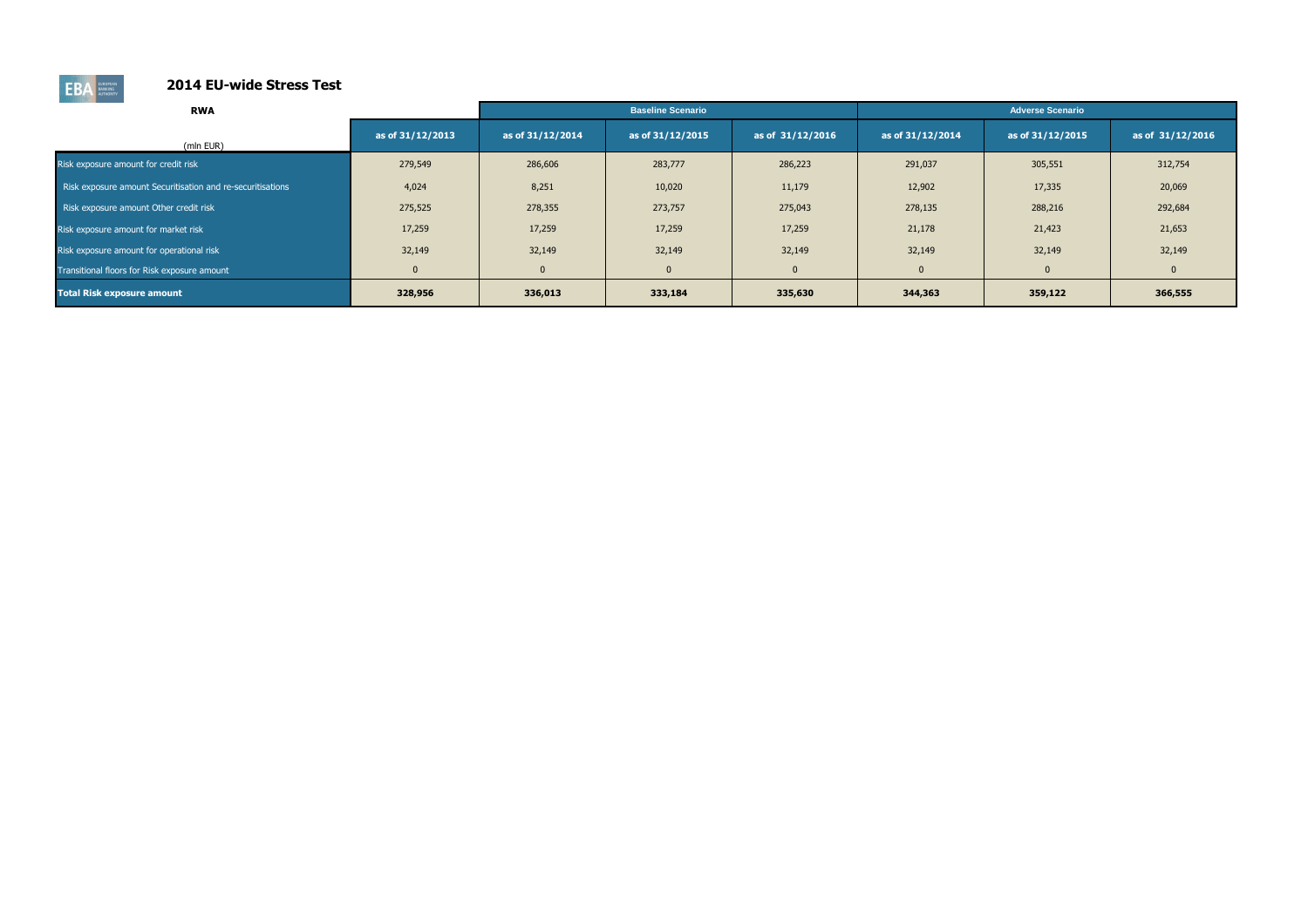## 2014 EU-wide Stress Test

| RWA<br>(mln EUR) | as of 31/12/2013 | Baseline Scenario | | | Adverse Scenario | | |
|---|---|---|---|---|---|---|---|
| | | as of 31/12/2014 | as of 31/12/2015 | as of 31/12/2016 | as of 31/12/2014 | as of 31/12/2015 | as of 31/12/2016 |
| Risk exposure amount for credit risk | 279,549 | 286,606 | 283,777 | 286,223 | 291,037 | 305,551 | 312,754 |
| Risk exposure amount Securitisation and re-securitisations | 4,024 | 8,251 | 10,020 | 11,179 | 12,902 | 17,335 | 20,069 |
| Risk exposure amount Other credit risk | 275,525 | 278,355 | 273,757 | 275,043 | 278,135 | 288,216 | 292,684 |
| Risk exposure amount for market risk | 17,259 | 17,259 | 17,259 | 17,259 | 21,178 | 21,423 | 21,653 |
| Risk exposure amount for operational risk | 32,149 | 32,149 | 32,149 | 32,149 | 32,149 | 32,149 | 32,149 |
| Transitional floors for Risk exposure amount | 0 | 0 | 0 | 0 | 0 | 0 | 0 |
| **Total Risk exposure amount** | **328,956** | **336,013** | **333,184** | **335,630** | **344,363** | **359,122** | **366,555** |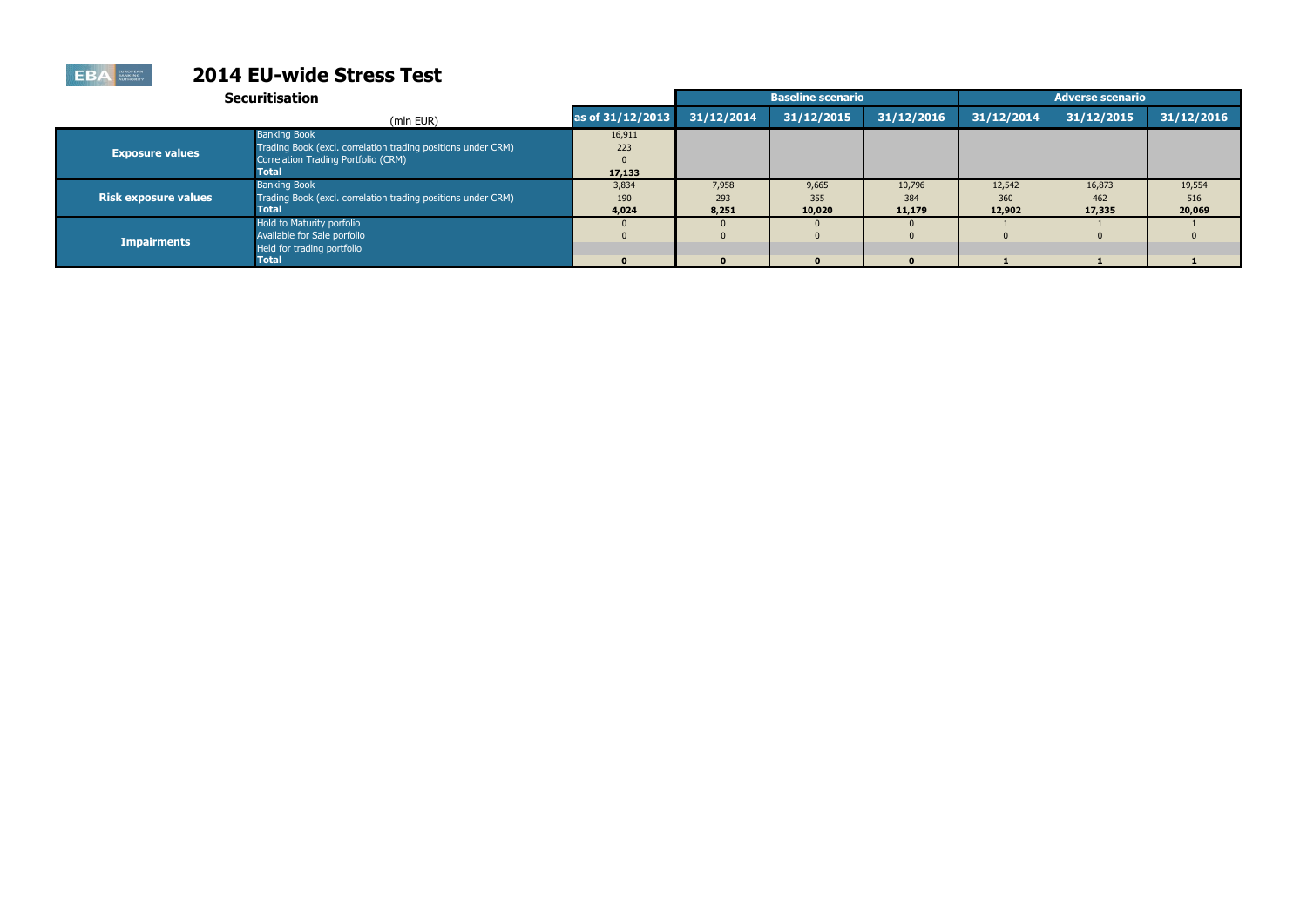# 2014 EU-wide Stress Test

## Securitisation

| | (mln EUR) | as of 31/12/2013 | Baseline scenario | | | Adverse scenario | | |
|---|---|---|---|---|---|---|---|---|
| | | | 31/12/2014 | 31/12/2015 | 31/12/2016 | 31/12/2014 | 31/12/2015 | 31/12/2016 |
| **Exposure values** | Banking Book | 16,911 | | | | | | |
| | Trading Book (excl. correlation trading positions under CRM) | 223 | | | | | | |
| | Correlation Trading Portfolio (CRM) | 0 | | | | | | |
| | **Total** | **17,133** | | | | | | |
| **Risk exposure values** | Banking Book | 3,834 | 7,958 | 9,665 | 10,796 | 12,542 | 16,873 | 19,554 |
| | Trading Book (excl. correlation trading positions under CRM) | 190 | 293 | 355 | 384 | 360 | 462 | 516 |
| | **Total** | **4,024** | **8,251** | **10,020** | **11,179** | **12,902** | **17,335** | **20,069** |
| **Impairments** | Hold to Maturity porfolio | 0 | 0 | 0 | 0 | 1 | 1 | 1 |
| | Available for Sale porfolio | 0 | 0 | 0 | 0 | 0 | 0 | 0 |
| | Held for trading portfolio | | | | | | | |
| | **Total** | **0** | **0** | **0** | **0** | **1** | **1** | **1** |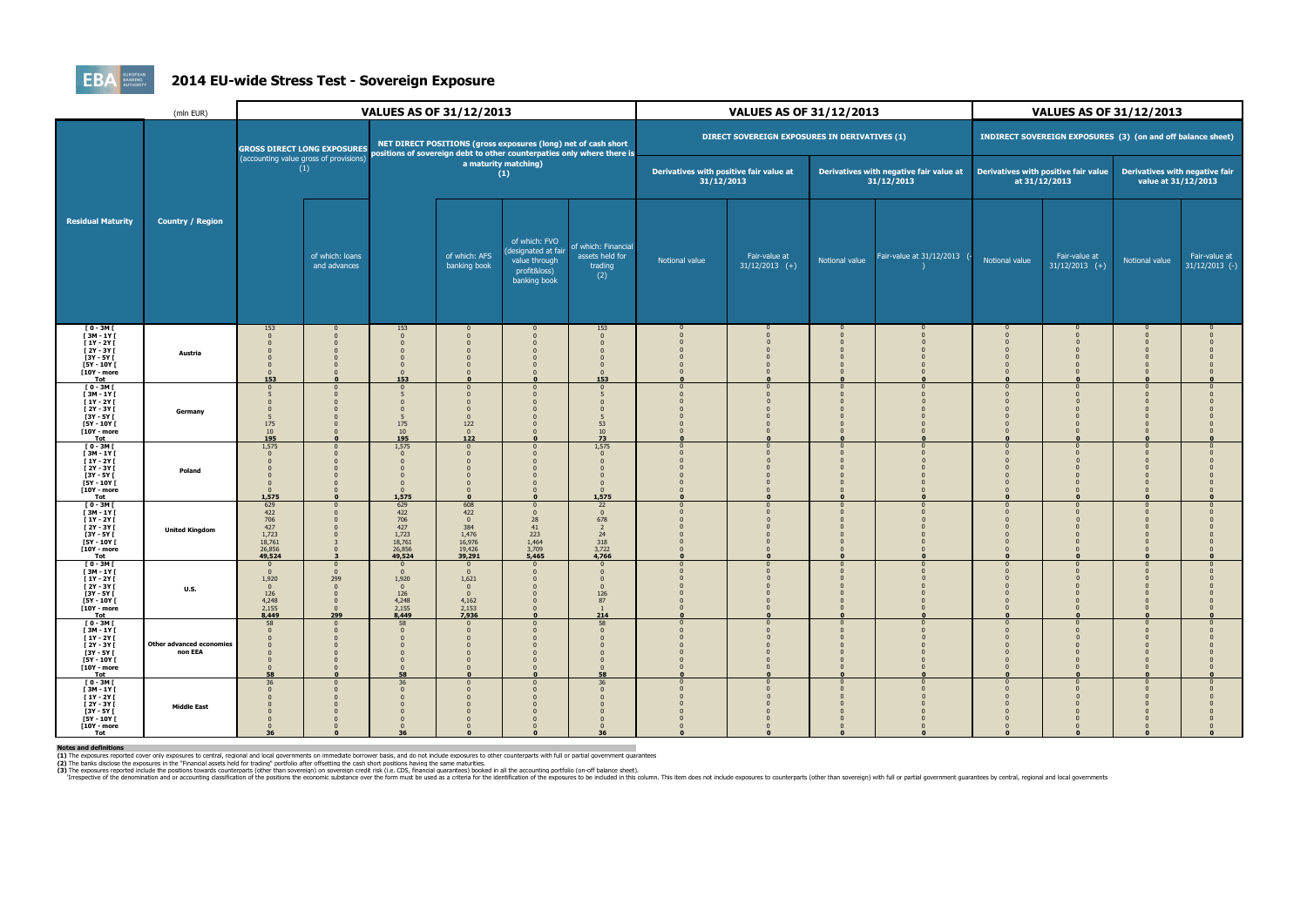# 2014 EU-wide Stress Test - Sovereign Exposure

| Residual Maturity | Country / Region | VALUES AS OF 31/12/2013 | | | | | | VALUES AS OF 31/12/2013 | | | | VALUES AS OF 31/12/2013 | | | |
|---|---|---|---|---|---|---|---|---|---|---|---|---|---|---|---|
| (mln EUR) | | GROSS DIRECT LONG EXPOSURES (accounting value gross of provisions) (1) | | NET DIRECT POSITIONS (gross exposures (long) net of cash short positions of sovereign debt to other counterparties only where there is a maturity matching) (1) | | | | DIRECT SOVEREIGN EXPOSURES IN DERIVATIVES (1) | | | | INDIRECT SOVEREIGN EXPOSURES (3) (on and off balance sheet) | | | |
| | | | | | | | | Derivatives with positive fair value at 31/12/2013 | | Derivatives with negative fair value at 31/12/2013 | | Derivatives with positive fair value at 31/12/2013 | | Derivatives with negative fair value at 31/12/2013 | |
| | | | of which: loans and advances | | of which: AFS banking book | of which: FVO (designated at fair value through profit&loss) banking book | of which: Financial assets held for trading (2) | Notional value | Fair-value at 31/12/2013 (+) | Notional value | Fair-value at 31/12/2013 (-) | Notional value | Fair-value at 31/12/2013 (+) | Notional value | Fair-value at 31/12/2013 (-) |
| [ 0 - 3M [ | Austria | 153 | 0 | 153 | 0 | 0 | 153 | 0 | 0 | 0 | 0 | 0 | 0 | 0 | 0 |
| [ 3M - 1Y [ | | 0 | 0 | 0 | 0 | 0 | 0 | 0 | 0 | 0 | 0 | 0 | 0 | 0 | 0 |
| [ 1Y - 2Y [ | | 0 | 0 | 0 | 0 | 0 | 0 | 0 | 0 | 0 | 0 | 0 | 0 | 0 | 0 |
| [ 2Y - 3Y [ | | 0 | 0 | 0 | 0 | 0 | 0 | 0 | 0 | 0 | 0 | 0 | 0 | 0 | 0 |
| [3Y - 5Y [ | | 0 | 0 | 0 | 0 | 0 | 0 | 0 | 0 | 0 | 0 | 0 | 0 | 0 | 0 |
| [5Y - 10Y [ | | 0 | 0 | 0 | 0 | 0 | 0 | 0 | 0 | 0 | 0 | 0 | 0 | 0 | 0 |
| [10Y - more | | 0 | 0 | 0 | 0 | 0 | 0 | 0 | 0 | 0 | 0 | 0 | 0 | 0 | 0 |
| **Tot** | | **153** | **0** | **153** | **0** | **0** | **153** | **0** | **0** | **0** | **0** | **0** | **0** | **0** | **0** |
| [ 0 - 3M [ | Germany | 0 | 0 | 0 | 0 | 0 | 0 | 0 | 0 | 0 | 0 | 0 | 0 | 0 | 0 |
| [ 3M - 1Y [ | | 5 | 0 | 5 | 0 | 0 | 5 | 0 | 0 | 0 | 0 | 0 | 0 | 0 | 0 |
| [ 1Y - 2Y [ | | 0 | 0 | 0 | 0 | 0 | 0 | 0 | 0 | 0 | 0 | 0 | 0 | 0 | 0 |
| [ 2Y - 3Y [ | | 0 | 0 | 0 | 0 | 0 | 0 | 0 | 0 | 0 | 0 | 0 | 0 | 0 | 0 |
| [3Y - 5Y [ | | 5 | 0 | 5 | 0 | 0 | 5 | 0 | 0 | 0 | 0 | 0 | 0 | 0 | 0 |
| [5Y - 10Y [ | | 175 | 0 | 175 | 122 | 0 | 53 | 0 | 0 | 0 | 0 | 0 | 0 | 0 | 0 |
| [10Y - more | | 10 | 0 | 10 | 0 | 0 | 10 | 0 | 0 | 0 | 0 | 0 | 0 | 0 | 0 |
| **Tot** | | **195** | **0** | **195** | **122** | **0** | **73** | **0** | **0** | **0** | **0** | **0** | **0** | **0** | **0** |
| [ 0 - 3M [ | Poland | 1,575 | 0 | 1,575 | 0 | 0 | 1,575 | 0 | 0 | 0 | 0 | 0 | 0 | 0 | 0 |
| [ 3M - 1Y [ | | 0 | 0 | 0 | 0 | 0 | 0 | 0 | 0 | 0 | 0 | 0 | 0 | 0 | 0 |
| [ 1Y - 2Y [ | | 0 | 0 | 0 | 0 | 0 | 0 | 0 | 0 | 0 | 0 | 0 | 0 | 0 | 0 |
| [ 2Y - 3Y [ | | 0 | 0 | 0 | 0 | 0 | 0 | 0 | 0 | 0 | 0 | 0 | 0 | 0 | 0 |
| [3Y - 5Y [ | | 0 | 0 | 0 | 0 | 0 | 0 | 0 | 0 | 0 | 0 | 0 | 0 | 0 | 0 |
| [5Y - 10Y [ | | 0 | 0 | 0 | 0 | 0 | 0 | 0 | 0 | 0 | 0 | 0 | 0 | 0 | 0 |
| [10Y - more | | 0 | 0 | 0 | 0 | 0 | 0 | 0 | 0 | 0 | 0 | 0 | 0 | 0 | 0 |
| **Tot** | | **1,575** | **0** | **1,575** | **0** | **0** | **1,575** | **0** | **0** | **0** | **0** | **0** | **0** | **0** | **0** |
| [ 0 - 3M [ | United Kingdom | 629 | 0 | 629 | 608 | 0 | 22 | 0 | 0 | 0 | 0 | 0 | 0 | 0 | 0 |
| [ 3M - 1Y [ | | 422 | 0 | 422 | 422 | 0 | 0 | 0 | 0 | 0 | 0 | 0 | 0 | 0 | 0 |
| [ 1Y - 2Y [ | | 706 | 0 | 706 | 0 | 28 | 678 | 0 | 0 | 0 | 0 | 0 | 0 | 0 | 0 |
| [ 2Y - 3Y [ | | 427 | 0 | 427 | 384 | 41 | 2 | 0 | 0 | 0 | 0 | 0 | 0 | 0 | 0 |
| [3Y - 5Y [ | | 1,723 | 0 | 1,723 | 1,476 | 223 | 24 | 0 | 0 | 0 | 0 | 0 | 0 | 0 | 0 |
| [5Y - 10Y [ | | 18,761 | 3 | 18,761 | 16,976 | 1,464 | 318 | 0 | 0 | 0 | 0 | 0 | 0 | 0 | 0 |
| [10Y - more | | 26,856 | 0 | 26,856 | 19,426 | 3,709 | 3,722 | 0 | 0 | 0 | 0 | 0 | 0 | 0 | 0 |
| **Tot** | | **49,524** | **3** | **49,524** | **39,291** | **5,465** | **4,766** | **0** | **0** | **0** | **0** | **0** | **0** | **0** | **0** |
| [ 0 - 3M [ | U.S. | 0 | 0 | 0 | 0 | 0 | 0 | 0 | 0 | 0 | 0 | 0 | 0 | 0 | 0 |
| [ 3M - 1Y [ | | 0 | 0 | 0 | 0 | 0 | 0 | 0 | 0 | 0 | 0 | 0 | 0 | 0 | 0 |
| [ 1Y - 2Y [ | | 1,920 | 299 | 1,920 | 1,621 | 0 | 0 | 0 | 0 | 0 | 0 | 0 | 0 | 0 | 0 |
| [ 2Y - 3Y [ | | 0 | 0 | 0 | 0 | 0 | 0 | 0 | 0 | 0 | 0 | 0 | 0 | 0 | 0 |
| [3Y - 5Y [ | | 126 | 0 | 126 | 0 | 0 | 126 | 0 | 0 | 0 | 0 | 0 | 0 | 0 | 0 |
| [5Y - 10Y [ | | 4,248 | 0 | 4,248 | 4,162 | 0 | 87 | 0 | 0 | 0 | 0 | 0 | 0 | 0 | 0 |
| [10Y - more | | 2,155 | 0 | 2,155 | 2,153 | 0 | 1 | 0 | 0 | 0 | 0 | 0 | 0 | 0 | 0 |
| **Tot** | | **8,449** | **299** | **8,449** | **7,936** | **0** | **214** | **0** | **0** | **0** | **0** | **0** | **0** | **0** | **0** |
| [ 0 - 3M [ | Other advanced economies non EEA | 58 | 0 | 58 | 0 | 0 | 58 | 0 | 0 | 0 | 0 | 0 | 0 | 0 | 0 |
| [ 3M - 1Y [ | | 0 | 0 | 0 | 0 | 0 | 0 | 0 | 0 | 0 | 0 | 0 | 0 | 0 | 0 |
| [ 1Y - 2Y [ | | 0 | 0 | 0 | 0 | 0 | 0 | 0 | 0 | 0 | 0 | 0 | 0 | 0 | 0 |
| [ 2Y - 3Y [ | | 0 | 0 | 0 | 0 | 0 | 0 | 0 | 0 | 0 | 0 | 0 | 0 | 0 | 0 |
| [3Y - 5Y [ | | 0 | 0 | 0 | 0 | 0 | 0 | 0 | 0 | 0 | 0 | 0 | 0 | 0 | 0 |
| [5Y - 10Y [ | | 0 | 0 | 0 | 0 | 0 | 0 | 0 | 0 | 0 | 0 | 0 | 0 | 0 | 0 |
| [10Y - more | | 0 | 0 | 0 | 0 | 0 | 0 | 0 | 0 | 0 | 0 | 0 | 0 | 0 | 0 |
| **Tot** | | **58** | **0** | **58** | **0** | **0** | **58** | **0** | **0** | **0** | **0** | **0** | **0** | **0** | **0** |
| [ 0 - 3M [ | Middle East | 36 | 0 | 36 | 0 | 0 | 36 | 0 | 0 | 0 | 0 | 0 | 0 | 0 | 0 |
| [ 3M - 1Y [ | | 0 | 0 | 0 | 0 | 0 | 0 | 0 | 0 | 0 | 0 | 0 | 0 | 0 | 0 |
| [ 1Y - 2Y [ | | 0 | 0 | 0 | 0 | 0 | 0 | 0 | 0 | 0 | 0 | 0 | 0 | 0 | 0 |
| [ 2Y - 3Y [ | | 0 | 0 | 0 | 0 | 0 | 0 | 0 | 0 | 0 | 0 | 0 | 0 | 0 | 0 |
| [3Y - 5Y [ | | 0 | 0 | 0 | 0 | 0 | 0 | 0 | 0 | 0 | 0 | 0 | 0 | 0 | 0 |
| [5Y - 10Y [ | | 0 | 0 | 0 | 0 | 0 | 0 | 0 | 0 | 0 | 0 | 0 | 0 | 0 | 0 |
| [10Y - more | | 0 | 0 | 0 | 0 | 0 | 0 | 0 | 0 | 0 | 0 | 0 | 0 | 0 | 0 |
| **Tot** | | **36** | **0** | **36** | **0** | **0** | **36** | **0** | **0** | **0** | **0** | **0** | **0** | **0** | **0** |

**Notes and definitions**

**(1)** The exposures reported cover only exposures to central, regional and local governments on immediate borrower basis, and do not include exposures to other counterparts with full or partial government guarantees

**(2)** The banks disclose the exposures in the "Financial assets held for trading" portfolio after offsetting the cash short positions having the same maturities.

**(3)** The exposures reported include the positions towards counterparts (other than sovereign) on sovereign credit risk (i.e. CDS, financial guarantees) booked in all the accounting portfolio (on-off balance sheet).

Irrespective of the denomination and or accounting classification of the positions the economic substance over the form must be used as a criteria for the identification of the exposures to be included in this column. This item does not include exposures to counterparts (other than sovereign) with full or partial government guarantees by central, regional and local governments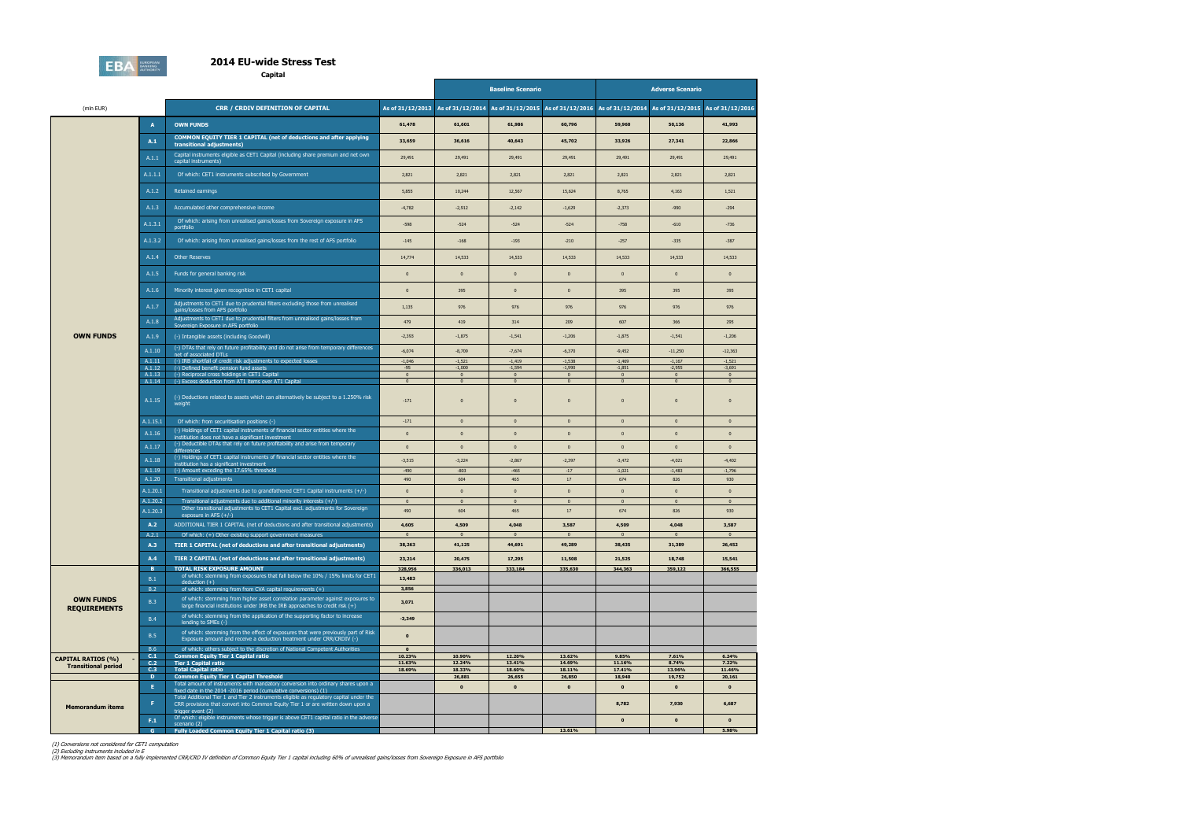# 2014 EU-wide Stress Test

**Capital**

| (mln EUR) | | CRR / CRDIV DEFINITION OF CAPITAL | As of 31/12/2013 | Baseline Scenario As of 31/12/2014 | Baseline Scenario As of 31/12/2015 | Baseline Scenario As of 31/12/2016 | Adverse Scenario As of 31/12/2014 | Adverse Scenario As of 31/12/2015 | Adverse Scenario As of 31/12/2016 |
|---|---|---|---|---|---|---|---|---|---|
| OWN FUNDS | A | **OWN FUNDS** | **61,478** | **61,601** | **61,986** | **60,796** | **59,960** | **50,136** | **41,993** |
| | A.1 | **COMMON EQUITY TIER 1 CAPITAL (net of deductions and after applying transitional adjustments)** | **33,659** | **36,616** | **40,643** | **45,702** | **33,926** | **27,341** | **22,866** |
| | A.1.1 | Capital instruments eligible as CET1 Capital (including share premium and net own capital instruments) | 29,491 | 29,491 | 29,491 | 29,491 | 29,491 | 29,491 | 29,491 |
| | A.1.1.1 | Of which: CET1 instruments subscribed by Government | 2,821 | 2,821 | 2,821 | 2,821 | 2,821 | 2,821 | 2,821 |
| | A.1.2 | Retained earnings | 5,855 | 10,244 | 12,567 | 15,624 | 8,765 | 4,163 | 1,521 |
| | A.1.3 | Accumulated other comprehensive income | -4,782 | -2,912 | -2,142 | -1,629 | -2,373 | -990 | -294 |
| | A.1.3.1 | Of which: arising from unrealised gains/losses from Sovereign exposure in AFS portfolio | -598 | -524 | -524 | -524 | -758 | -610 | -736 |
| | A.1.3.2 | Of which: arising from unrealised gains/losses from the rest of AFS portfolio | -145 | -168 | -193 | -210 | -257 | -335 | -387 |
| | A.1.4 | Other Reserves | 14,774 | 14,533 | 14,533 | 14,533 | 14,533 | 14,533 | 14,533 |
| | A.1.5 | Funds for general banking risk | 0 | 0 | 0 | 0 | 0 | 0 | 0 |
| | A.1.6 | Minority interest given recognition in CET1 capital | 0 | 395 | 0 | 0 | 395 | 395 | 395 |
| | A.1.7 | Adjustments to CET1 due to prudential filters excluding those from unrealised gains/losses from AFS portfolio | 1,135 | 976 | 976 | 976 | 976 | 976 | 976 |
| | A.1.8 | Adjustments to CET1 due to prudential filters from unrealised gains/losses from Sovereign Exposure in AFS portfolio | 479 | 419 | 314 | 209 | 607 | 366 | 295 |
| | A.1.9 | (-) Intangible assets (including Goodwill) | -2,393 | -1,875 | -1,541 | -1,206 | -1,875 | -1,541 | -1,206 |
| | A.1.10 | (-) DTAs that rely on future profitability and do not arise from temporary differences net of associated DTLs | -6,074 | -8,709 | -7,674 | -6,370 | -9,452 | -11,250 | -12,363 |
| | A.1.11 | (-) IRB shortfall of credit risk adjustments to expected losses | -1,046 | -1,521 | -1,419 | -1,538 | -1,469 | -1,167 | -1,521 |
| | A.1.12 | (-) Defined benefit pension fund assets | -95 | -1,000 | -1,594 | -1,990 | -1,851 | -2,955 | -3,691 |
| | A.1.13 | (-) Reciprocal cross holdings in CET1 Capital | 0 | 0 | 0 | 0 | 0 | 0 | 0 |
| | A.1.14 | (-) Excess deduction from AT1 items over AT1 Capital | 0 | 0 | 0 | 0 | 0 | 0 | 0 |
| | A.1.15 | (-) Deductions related to assets which can alternatively be subject to a 1.250% risk weight | -171 | 0 | 0 | 0 | 0 | 0 | 0 |
| | A.1.15.1 | Of which: from securitisation positions (-) | -171 | 0 | 0 | 0 | 0 | 0 | 0 |
| | A.1.16 | (-) Holdings of CET1 capital instruments of financial sector entities where the institution does not have a significant investment | 0 | 0 | 0 | 0 | 0 | 0 | 0 |
| | A.1.17 | (-) Deductible DTAs that rely on future profitability and arise from temporary differences | 0 | 0 | 0 | 0 | 0 | 0 | 0 |
| | A.1.18 | (-) Holdings of CET1 capital instruments of financial sector entities where the institution has a significant investment | -3,515 | -3,224 | -2,867 | -2,397 | -3,472 | -4,021 | -4,402 |
| | A.1.19 | (-) Amount exceding the 17.65% threshold | -490 | -803 | -465 | -17 | -1,021 | -1,483 | -1,756 |
| | A.1.20 | Transitional adjustments | 490 | 604 | 465 | 17 | 674 | 826 | 930 |
| | A.1.20.1 | Transitional adjustments due to grandfathered CET1 Capital instruments (+/-) | 0 | 0 | 0 | 0 | 0 | 0 | 0 |
| | A.1.20.2 | Transitional adjustments due to additional minority interests (+/-) | 0 | 0 | 0 | 0 | 0 | 0 | 0 |
| | A.1.20.3 | Other transitional adjustments to CET1 Capital excl. adjustments for Sovereign exposure in AFS (+/-) | 490 | 604 | 465 | 17 | 674 | 826 | 930 |
| | A.2 | ADDITIONAL TIER 1 CAPITAL (net of deductions and after transitional adjustments) | 4,605 | 4,509 | 4,048 | 3,587 | 4,509 | 4,048 | 3,587 |
| | A.2.1 | Of which: (+) Other existing support government measures | 0 | 0 | 0 | 0 | 0 | 0 | 0 |
| | A.3 | **TIER 1 CAPITAL (net of deductions and after transitional adjustments)** | 38,263 | 41,125 | 44,691 | 49,289 | 38,435 | 31,389 | 26,452 |
| | A.4 | **TIER 2 CAPITAL (net of deductions and after transitional adjustments)** | 23,214 | 20,475 | 17,295 | 11,508 | 21,525 | 18,748 | 15,541 |
| OWN FUNDS REQUIREMENTS | B | **TOTAL RISK EXPOSURE AMOUNT** | **328,956** | **336,013** | **333,184** | **335,630** | **344,363** | **359,122** | **366,555** |
| | B.1 | of which: stemming from exposures that fall below the 10% / 15% limits for CET1 deduction (+) | 13,483 | | | | | | |
| | B.2 | of which: stemming from from CVA capital requirements (+) | 3,856 | | | | | | |
| | B.3 | of which: stemming from higher asset correlation parameter against exposures to large financial institutions under IRB the IRB approaches to credit risk (+) | 3,071 | | | | | | |
| | B.4 | of which: stemming from the application of the supporting factor to increase lending to SMEs (-) | -3,349 | | | | | | |
| | B.5 | of which: stemming from the effect of exposures that were previously part of Risk Exposure amount and receive a deduction treatment under CRR/CRDIV (-) | 0 | | | | | | |
| | B.6 | of which: others subject to the discretion of National Competent Authorities | 0 | | | | | | |
| CAPITAL RATIOS (%) - Transitional period | C.1 | **Common Equity Tier 1 Capital ratio** | **10.23%** | **10.90%** | **12.20%** | **13.62%** | **9.85%** | **7.61%** | **6.24%** |
| | C.2 | **Tier 1 Capital ratio** | **11.63%** | **12.24%** | **13.41%** | **14.69%** | **11.16%** | **8.74%** | **7.22%** |
| | C.3 | **Total Capital ratio** | **18.69%** | **18.33%** | **18.60%** | **18.11%** | **17.41%** | **13.96%** | **11.46%** |
| Memorandum items | D | **Common Equity Tier 1 Capital Threshold** | | **26,881** | **26,655** | **26,850** | **18,940** | **19,752** | **20,161** |
| | E | Total amount of instruments with mandatory conversion into ordinary shares upon a fixed date in the 2014 -2016 period (cumulative conversions) (1) | | 0 | 0 | 0 | 0 | 0 | 0 |
| | F | Total Additional Tier 1 and Tier 2 instruments eligible as regulatory capital under the CRR provisions that convert into Common Equity Tier 1 or are written down upon a trigger event (2) | | | | | 8,782 | 7,930 | 6,687 |
| | F.1 | Of which: eligible instruments whose trigger is above CET1 capital ratio in the adverse scenario (2) | | | | | 0 | 0 | 0 |
| | G | **Fully Loaded Common Equity Tier 1 Capital ratio (3)** | | | | **13.61%** | | | **5.98%** |

*(1) Conversions not considered for CET1 computation*
*(2) Excluding instruments included in E*
*(3) Memorandum item based on a fully implemented CRR/CRD IV definition of Common Equity Tier 1 capital including 60% of unrealised gains/losses from Sovereign Exposure in AFS portfolio*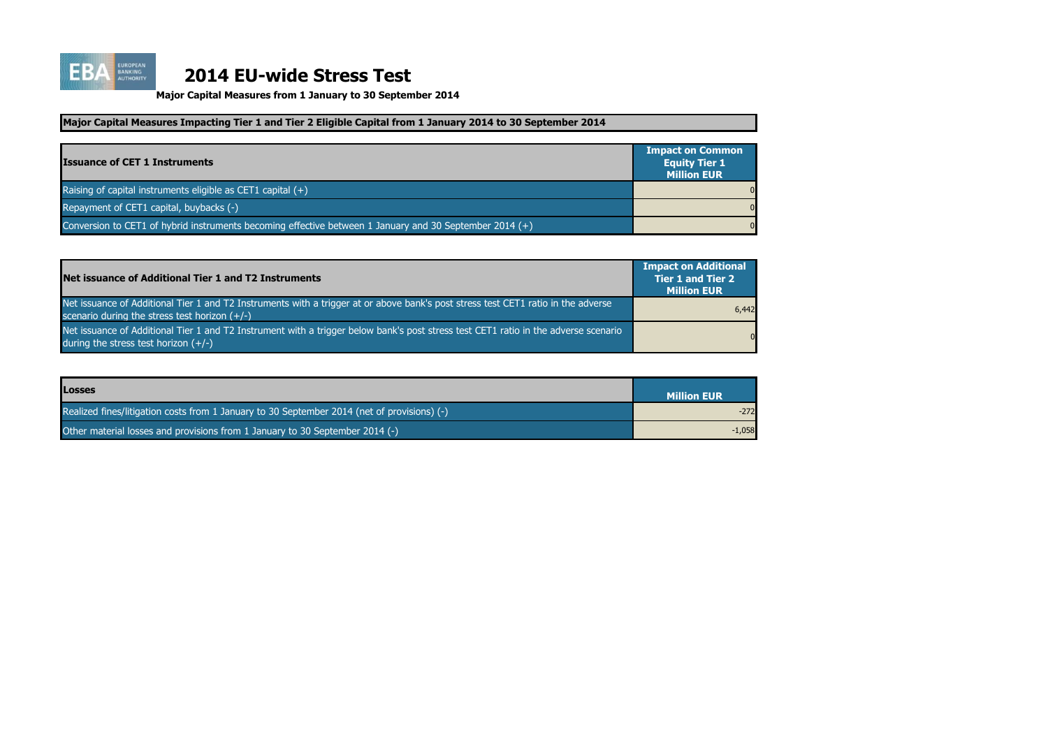# 2014 EU-wide Stress Test

**Major Capital Measures from 1 January to 30 September 2014**

**Major Capital Measures Impacting Tier 1 and Tier 2 Eligible Capital from 1 January 2014 to 30 September 2014**

| Issuance of CET 1 Instruments | Impact on Common Equity Tier 1 Million EUR |
|---|---|
| Raising of capital instruments eligible as CET1 capital (+) | 0 |
| Repayment of CET1 capital, buybacks (-) | 0 |
| Conversion to CET1 of hybrid instruments becoming effective between 1 January and 30 September 2014 (+) | 0 |

| Net issuance of Additional Tier 1 and T2 Instruments | Impact on Additional Tier 1 and Tier 2 Million EUR |
|---|---|
| Net issuance of Additional Tier 1 and T2 Instruments with a trigger at or above bank's post stress test CET1 ratio in the adverse scenario during the stress test horizon (+/-) | 6,442 |
| Net issuance of Additional Tier 1 and T2 Instrument with a trigger below bank's post stress test CET1 ratio in the adverse scenario during the stress test horizon (+/-) | 0 |

| Losses | Million EUR |
|---|---|
| Realized fines/litigation costs from 1 January to 30 September 2014 (net of provisions) (-) | -272 |
| Other material losses and provisions from 1 January to 30 September 2014 (-) | -1,058 |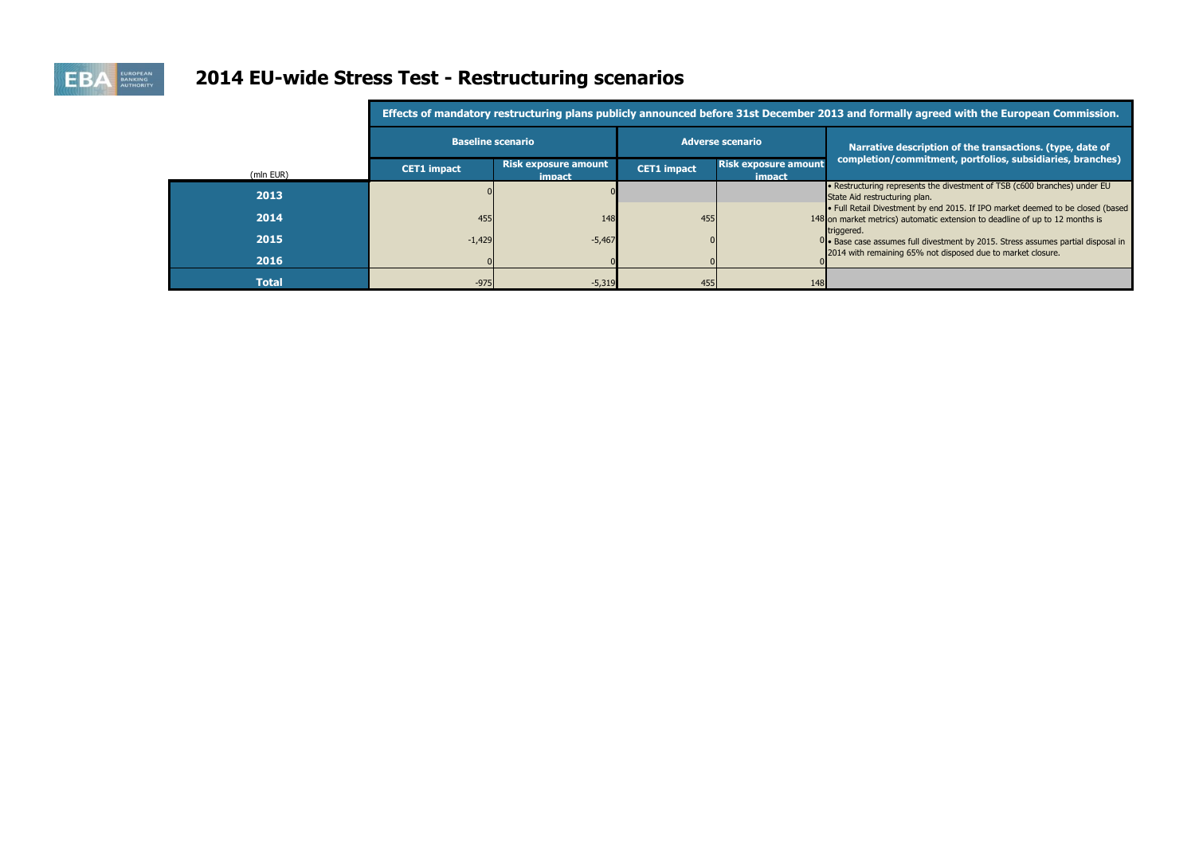# 2014 EU-wide Stress Test - Restructuring scenarios

| (mln EUR) | Effects of mandatory restructuring plans publicly announced before 31st December 2013 and formally agreed with the European Commission. | | | | |
|---|---|---|---|---|---|
| | Baseline scenario | | Adverse scenario | | Narrative description of the transactions. (type, date of completion/commitment, portfolios, subsidiaries, branches) |
| | CET1 impact | Risk exposure amount impact | CET1 impact | Risk exposure amount impact | |
| **2013** | 0 | 0 | | | • Restructuring represents the divestment of TSB (c600 branches) under EU State Aid restructuring plan. • Full Retail Divestment by end 2015. If IPO market deemed to be closed (based on market metrics) automatic extension to deadline of up to 12 months is triggered. • Base case assumes full divestment by 2015. Stress assumes partial disposal in 2014 with remaining 65% not disposed due to market closure. |
| **2014** | 455 | 148 | 455 | 148 | |
| **2015** | -1,429 | -5,467 | 0 | 0 | |
| **2016** | 0 | 0 | 0 | 0 | |
| **Total** | -975 | -5,319 | 455 | 148 | |